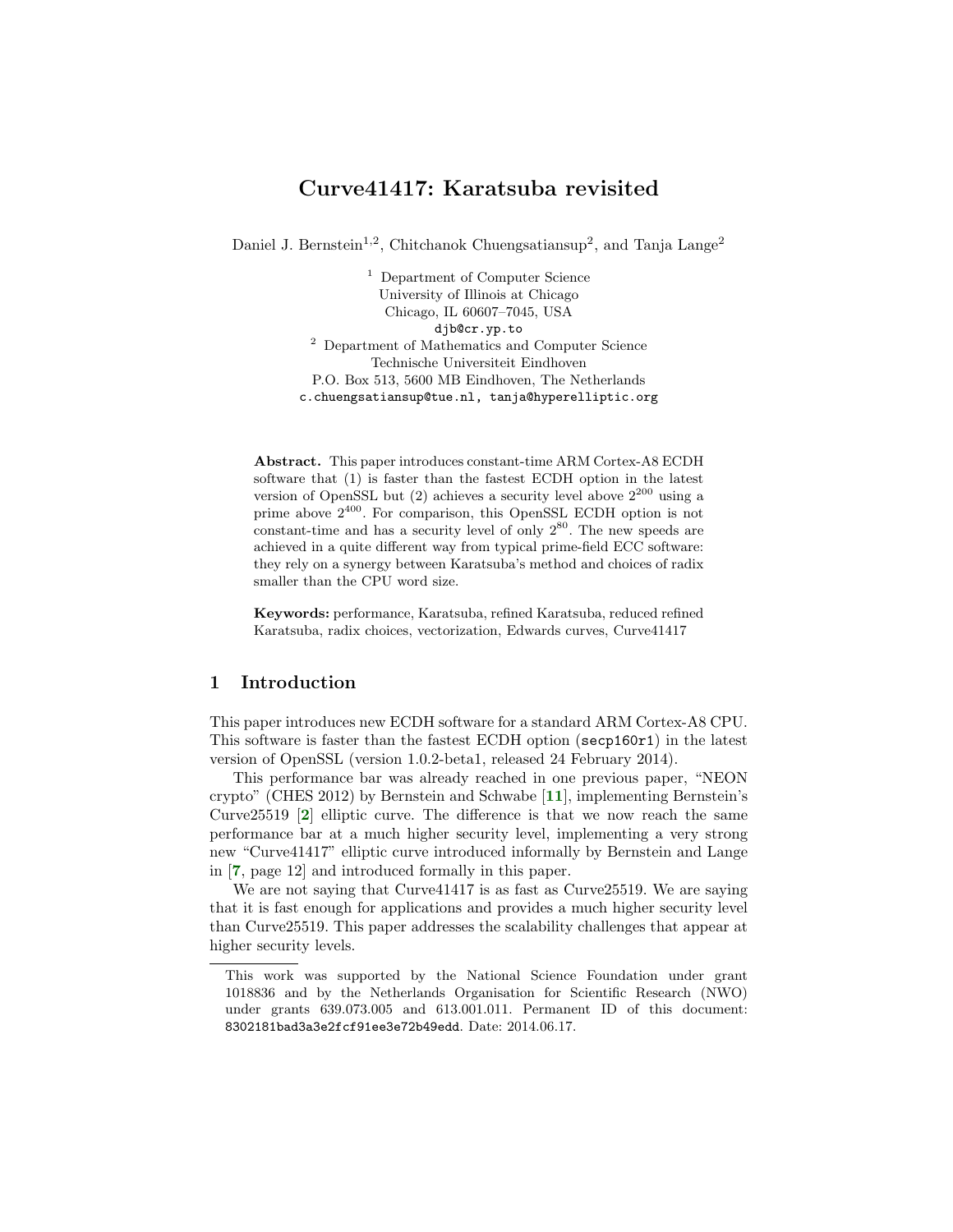# Curve41417: Karatsuba revisited

Daniel J. Bernstein[1,2], Chitchanok Chuengsatiansup[2], and Tanja Lange[2]

[1] Department of Computer Science
University of Illinois at Chicago
Chicago, IL 60607–7045, USA
djb@cr.yp.to

[2] Department of Mathematics and Computer Science
Technische Universiteit Eindhoven
P.O. Box 513, 5600 MB Eindhoven, The Netherlands
c.chuengsatiansup@tue.nl, tanja@hyperelliptic.org

**Abstract.** This paper introduces constant-time ARM Cortex-A8 ECDH software that (1) is faster than the fastest ECDH option in the latest version of OpenSSL but (2) achieves a security level above $2^{200}$ using a prime above $2^{400}$. For comparison, this OpenSSL ECDH option is not constant-time and has a security level of only $2^{80}$. The new speeds are achieved in a quite different way from typical prime-field ECC software: they rely on a synergy between Karatsuba's method and choices of radix smaller than the CPU word size.

**Keywords:** performance, Karatsuba, refined Karatsuba, reduced refined Karatsuba, radix choices, vectorization, Edwards curves, Curve41417

## 1 Introduction

This paper introduces new ECDH software for a standard ARM Cortex-A8 CPU. This software is faster than the fastest ECDH option (`secp160r1`) in the latest version of OpenSSL (version 1.0.2-beta1, released 24 February 2014).

This performance bar was already reached in one previous paper, "NEON crypto" (CHES 2012) by Bernstein and Schwabe [11], implementing Bernstein's Curve25519 [2] elliptic curve. The difference is that we now reach the same performance bar at a much higher security level, implementing a very strong new "Curve41417" elliptic curve introduced informally by Bernstein and Lange in [7, page 12] and introduced formally in this paper.

We are not saying that Curve41417 is as fast as Curve25519. We are saying that it is fast enough for applications and provides a much higher security level than Curve25519. This paper addresses the scalability challenges that appear at higher security levels.

This work was supported by the National Science Foundation under grant 1018836 and by the Netherlands Organisation for Scientific Research (NWO) under grants 639.073.005 and 613.001.011. Permanent ID of this document: `8302181bad3a3e2fcf91ee3e72b49edd`. Date: 2014.06.17.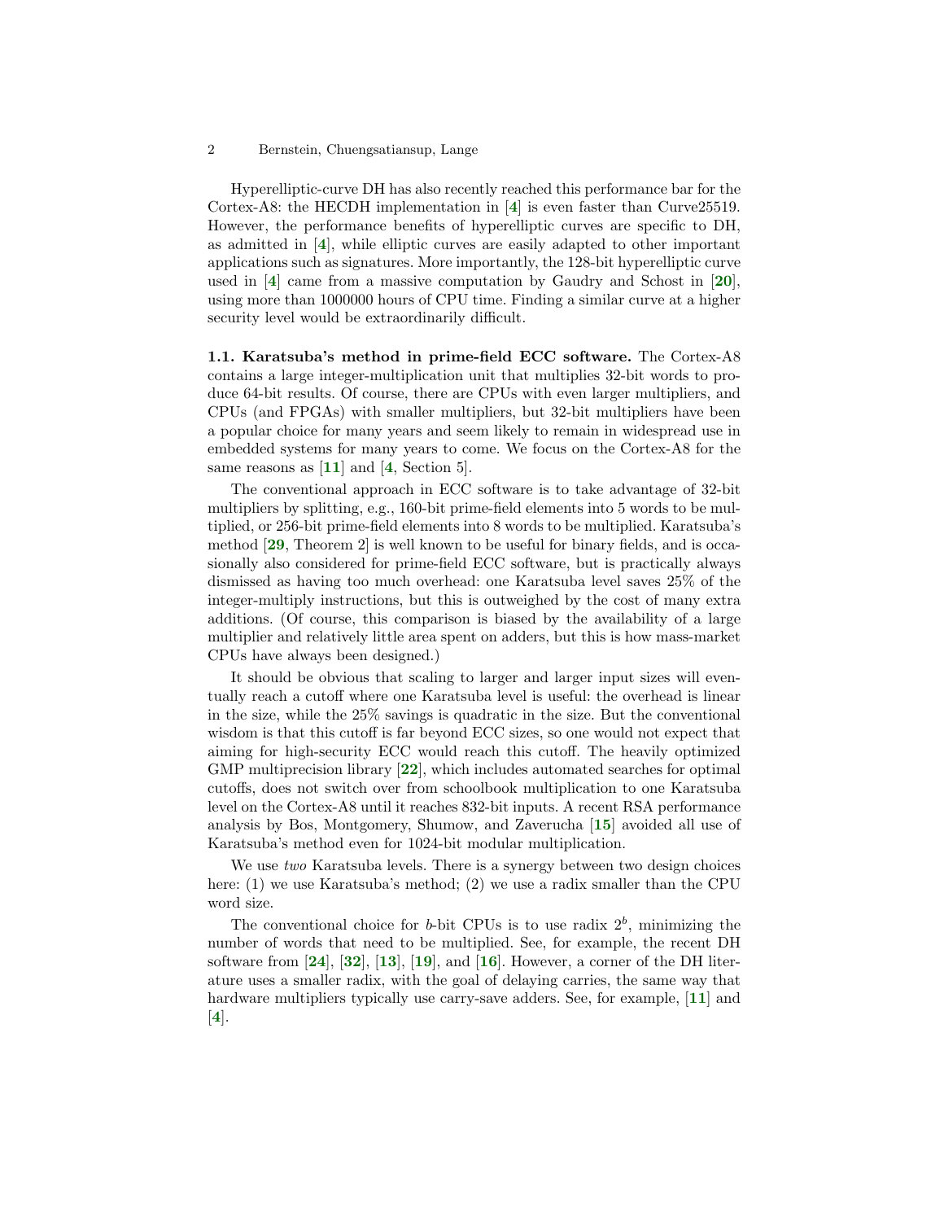Hyperelliptic-curve DH has also recently reached this performance bar for the Cortex-A8: the HECDH implementation in [**4**] is even faster than Curve25519. However, the performance benefits of hyperelliptic curves are specific to DH, as admitted in [**4**], while elliptic curves are easily adapted to other important applications such as signatures. More importantly, the 128-bit hyperelliptic curve used in [**4**] came from a massive computation by Gaudry and Schost in [**20**], using more than 1000000 hours of CPU time. Finding a similar curve at a higher security level would be extraordinarily difficult.

**1.1. Karatsuba's method in prime-field ECC software.** The Cortex-A8 contains a large integer-multiplication unit that multiplies 32-bit words to produce 64-bit results. Of course, there are CPUs with even larger multipliers, and CPUs (and FPGAs) with smaller multipliers, but 32-bit multipliers have been a popular choice for many years and seem likely to remain in widespread use in embedded systems for many years to come. We focus on the Cortex-A8 for the same reasons as [**11**] and [**4**, Section 5].

The conventional approach in ECC software is to take advantage of 32-bit multipliers by splitting, e.g., 160-bit prime-field elements into 5 words to be multiplied, or 256-bit prime-field elements into 8 words to be multiplied. Karatsuba's method [**29**, Theorem 2] is well known to be useful for binary fields, and is occasionally also considered for prime-field ECC software, but is practically always dismissed as having too much overhead: one Karatsuba level saves 25% of the integer-multiply instructions, but this is outweighed by the cost of many extra additions. (Of course, this comparison is biased by the availability of a large multiplier and relatively little area spent on adders, but this is how mass-market CPUs have always been designed.)

It should be obvious that scaling to larger and larger input sizes will eventually reach a cutoff where one Karatsuba level is useful: the overhead is linear in the size, while the 25% savings is quadratic in the size. But the conventional wisdom is that this cutoff is far beyond ECC sizes, so one would not expect that aiming for high-security ECC would reach this cutoff. The heavily optimized GMP multiprecision library [**22**], which includes automated searches for optimal cutoffs, does not switch over from schoolbook multiplication to one Karatsuba level on the Cortex-A8 until it reaches 832-bit inputs. A recent RSA performance analysis by Bos, Montgomery, Shumow, and Zaverucha [**15**] avoided all use of Karatsuba's method even for 1024-bit modular multiplication.

We use *two* Karatsuba levels. There is a synergy between two design choices here: (1) we use Karatsuba's method; (2) we use a radix smaller than the CPU word size.

The conventional choice for $b$-bit CPUs is to use radix $2^b$, minimizing the number of words that need to be multiplied. See, for example, the recent DH software from [**24**], [**32**], [**13**], [**19**], and [**16**]. However, a corner of the DH literature uses a smaller radix, with the goal of delaying carries, the same way that hardware multipliers typically use carry-save adders. See, for example, [**11**] and [**4**].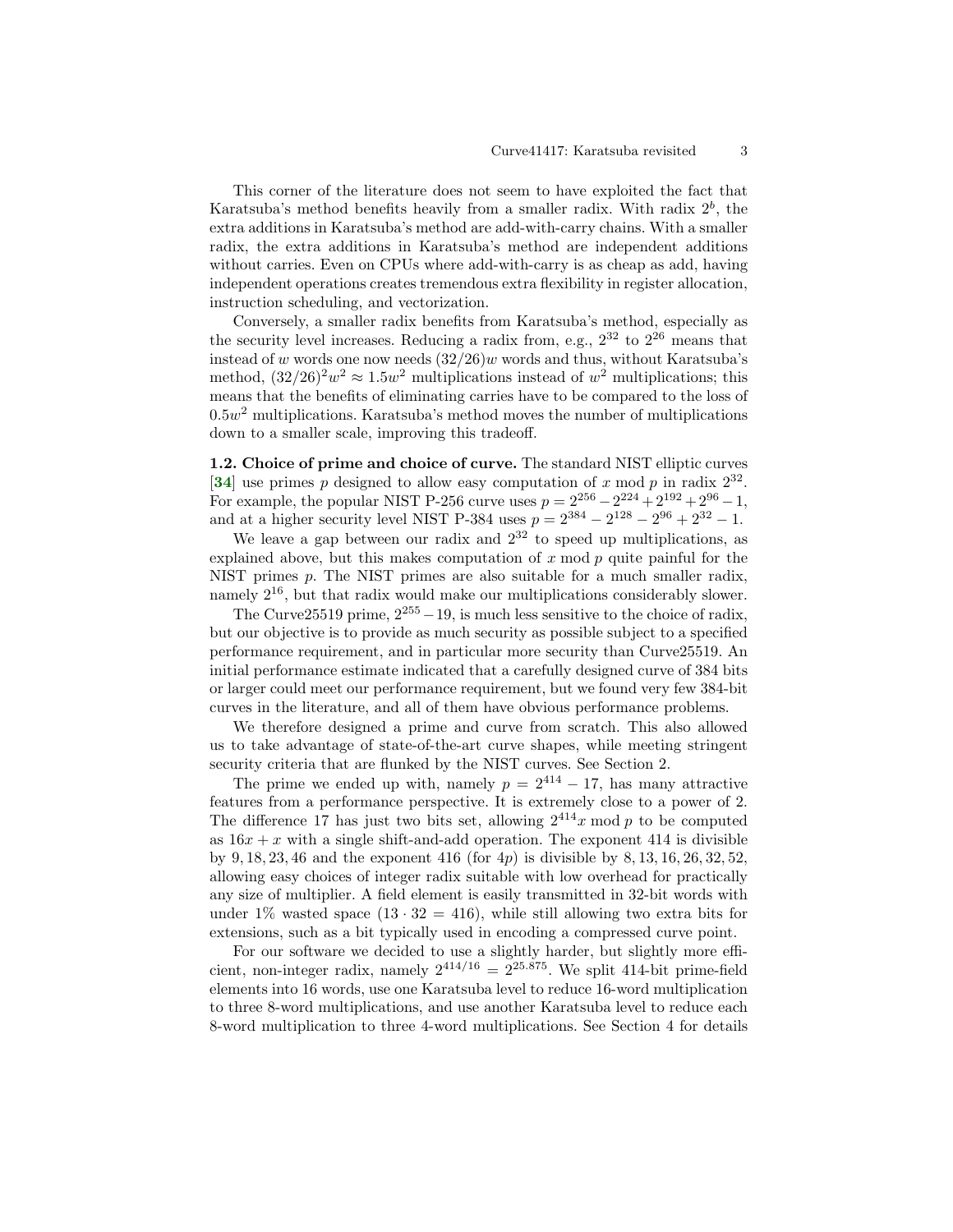This corner of the literature does not seem to have exploited the fact that Karatsuba's method benefits heavily from a smaller radix. With radix $2^b$, the extra additions in Karatsuba's method are add-with-carry chains. With a smaller radix, the extra additions in Karatsuba's method are independent additions without carries. Even on CPUs where add-with-carry is as cheap as add, having independent operations creates tremendous extra flexibility in register allocation, instruction scheduling, and vectorization.

Conversely, a smaller radix benefits from Karatsuba's method, especially as the security level increases. Reducing a radix from, e.g., $2^{32}$ to $2^{26}$ means that instead of $w$ words one now needs $(32/26)w$ words and thus, without Karatsuba's method, $(32/26)^2w^2 \approx 1.5w^2$ multiplications instead of $w^2$ multiplications; this means that the benefits of eliminating carries have to be compared to the loss of $0.5w^2$ multiplications. Karatsuba's method moves the number of multiplications down to a smaller scale, improving this tradeoff.

**1.2. Choice of prime and choice of curve.** The standard NIST elliptic curves [**34**] use primes $p$ designed to allow easy computation of $x \bmod p$ in radix $2^{32}$. For example, the popular NIST P-256 curve uses $p = 2^{256} - 2^{224} + 2^{192} + 2^{96} - 1$, and at a higher security level NIST P-384 uses $p = 2^{384} - 2^{128} - 2^{96} + 2^{32} - 1$.

We leave a gap between our radix and $2^{32}$ to speed up multiplications, as explained above, but this makes computation of $x \bmod p$ quite painful for the NIST primes $p$. The NIST primes are also suitable for a much smaller radix, namely $2^{16}$, but that radix would make our multiplications considerably slower.

The Curve25519 prime, $2^{255} - 19$, is much less sensitive to the choice of radix, but our objective is to provide as much security as possible subject to a specified performance requirement, and in particular more security than Curve25519. An initial performance estimate indicated that a carefully designed curve of 384 bits or larger could meet our performance requirement, but we found very few 384-bit curves in the literature, and all of them have obvious performance problems.

We therefore designed a prime and curve from scratch. This also allowed us to take advantage of state-of-the-art curve shapes, while meeting stringent security criteria that are flunked by the NIST curves. See Section 2.

The prime we ended up with, namely $p = 2^{414} - 17$, has many attractive features from a performance perspective. It is extremely close to a power of 2. The difference 17 has just two bits set, allowing $2^{414}x \bmod p$ to be computed as $16x + x$ with a single shift-and-add operation. The exponent 414 is divisible by $9, 18, 23, 46$ and the exponent 416 (for $4p$) is divisible by $8, 13, 16, 26, 32, 52$, allowing easy choices of integer radix suitable with low overhead for practically any size of multiplier. A field element is easily transmitted in 32-bit words with under 1% wasted space ($13 \cdot 32 = 416$), while still allowing two extra bits for extensions, such as a bit typically used in encoding a compressed curve point.

For our software we decided to use a slightly harder, but slightly more efficient, non-integer radix, namely $2^{414/16} = 2^{25.875}$. We split 414-bit prime-field elements into 16 words, use one Karatsuba level to reduce 16-word multiplication to three 8-word multiplications, and use another Karatsuba level to reduce each 8-word multiplication to three 4-word multiplications. See Section 4 for details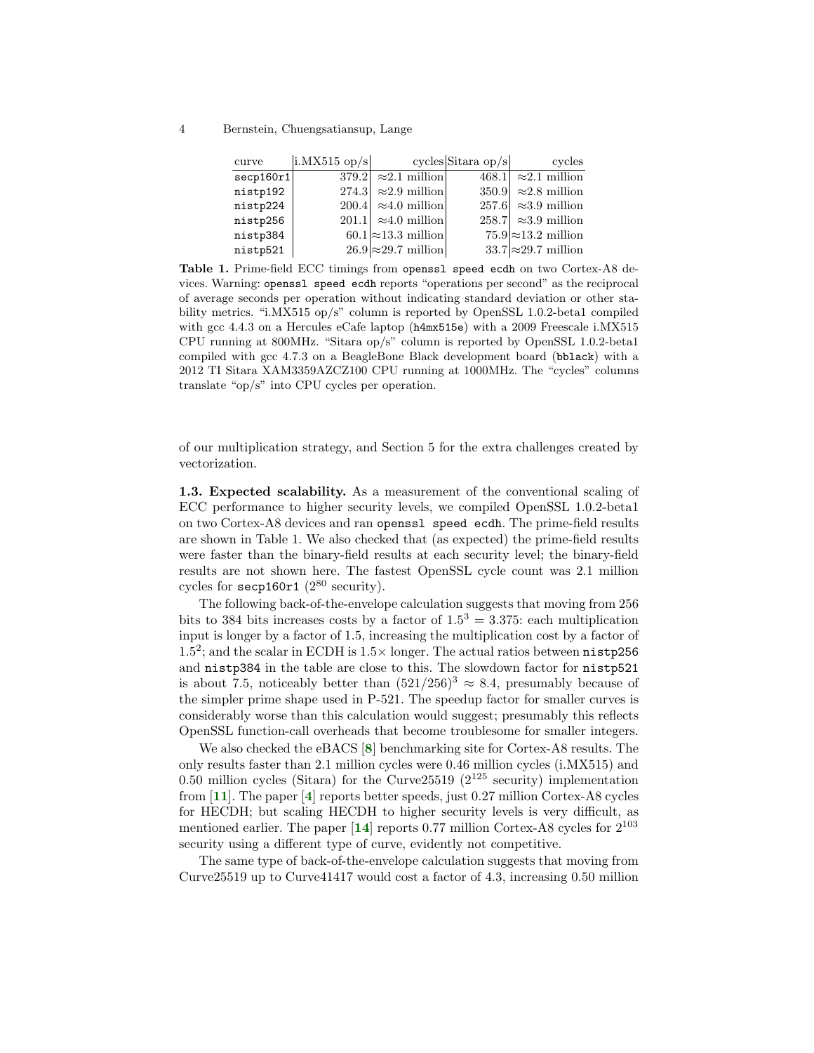| curve | i.MX515 op/s | cycles | Sitara op/s | cycles |
|---|---|---|---|---|
| `secp160r1` | 379.2 | ≈2.1 million | 468.1 | ≈2.1 million |
| `nistp192` | 274.3 | ≈2.9 million | 350.9 | ≈2.8 million |
| `nistp224` | 200.4 | ≈4.0 million | 257.6 | ≈3.9 million |
| `nistp256` | 201.1 | ≈4.0 million | 258.7 | ≈3.9 million |
| `nistp384` | 60.1 | ≈13.3 million | 75.9 | ≈13.2 million |
| `nistp521` | 26.9 | ≈29.7 million | 33.7 | ≈29.7 million |

**Table 1.** Prime-field ECC timings from `openssl speed ecdh` on two Cortex-A8 devices. Warning: `openssl speed ecdh` reports "operations per second" as the reciprocal of average seconds per operation without indicating standard deviation or other stability metrics. "i.MX515 op/s" column is reported by OpenSSL 1.0.2-beta1 compiled with gcc 4.4.3 on a Hercules eCafe laptop (`h4mx515e`) with a 2009 Freescale i.MX515 CPU running at 800MHz. "Sitara op/s" column is reported by OpenSSL 1.0.2-beta1 compiled with gcc 4.7.3 on a BeagleBone Black development board (`bblack`) with a 2012 TI Sitara XAM3359AZCZ100 CPU running at 1000MHz. The "cycles" columns translate "op/s" into CPU cycles per operation.

of our multiplication strategy, and Section 5 for the extra challenges created by vectorization.

**1.3. Expected scalability.** As a measurement of the conventional scaling of ECC performance to higher security levels, we compiled OpenSSL 1.0.2-beta1 on two Cortex-A8 devices and ran `openssl speed ecdh`. The prime-field results are shown in Table 1. We also checked that (as expected) the prime-field results were faster than the binary-field results at each security level; the binary-field results are not shown here. The fastest OpenSSL cycle count was 2.1 million cycles for `secp160r1` ($2^{80}$ security).

The following back-of-the-envelope calculation suggests that moving from 256 bits to 384 bits increases costs by a factor of $1.5^3 = 3.375$: each multiplication input is longer by a factor of 1.5, increasing the multiplication cost by a factor of $1.5^2$; and the scalar in ECDH is $1.5\times$ longer. The actual ratios between `nistp256` and `nistp384` in the table are close to this. The slowdown factor for `nistp521` is about 7.5, noticeably better than $(521/256)^3 \approx 8.4$, presumably because of the simpler prime shape used in P-521. The speedup factor for smaller curves is considerably worse than this calculation would suggest; presumably this reflects OpenSSL function-call overheads that become troublesome for smaller integers.

We also checked the eBACS [8] benchmarking site for Cortex-A8 results. The only results faster than 2.1 million cycles were 0.46 million cycles (i.MX515) and 0.50 million cycles (Sitara) for the Curve25519 ($2^{125}$ security) implementation from [11]. The paper [4] reports better speeds, just 0.27 million Cortex-A8 cycles for HECDH; but scaling HECDH to higher security levels is very difficult, as mentioned earlier. The paper [14] reports 0.77 million Cortex-A8 cycles for $2^{103}$ security using a different type of curve, evidently not competitive.

The same type of back-of-the-envelope calculation suggests that moving from Curve25519 up to Curve41417 would cost a factor of 4.3, increasing 0.50 million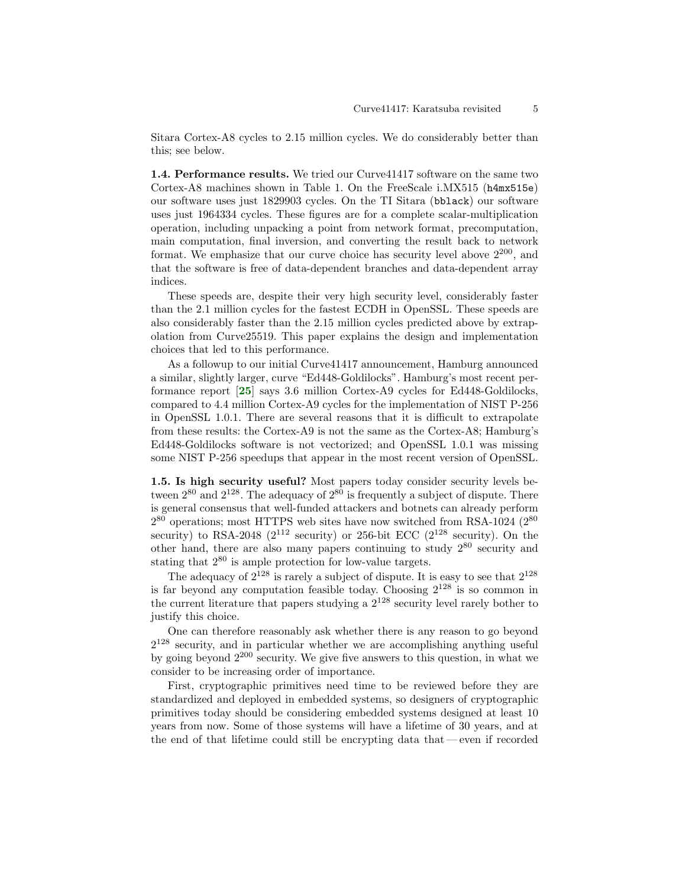Sitara Cortex-A8 cycles to 2.15 million cycles. We do considerably better than this; see below.

**1.4. Performance results.** We tried our Curve41417 software on the same two Cortex-A8 machines shown in Table 1. On the FreeScale i.MX515 (`h4mx515e`) our software uses just 1829903 cycles. On the TI Sitara (`bblack`) our software uses just 1964334 cycles. These figures are for a complete scalar-multiplication operation, including unpacking a point from network format, precomputation, main computation, final inversion, and converting the result back to network format. We emphasize that our curve choice has security level above $2^{200}$, and that the software is free of data-dependent branches and data-dependent array indices.

These speeds are, despite their very high security level, considerably faster than the 2.1 million cycles for the fastest ECDH in OpenSSL. These speeds are also considerably faster than the 2.15 million cycles predicted above by extrapolation from Curve25519. This paper explains the design and implementation choices that led to this performance.

As a followup to our initial Curve41417 announcement, Hamburg announced a similar, slightly larger, curve "Ed448-Goldilocks". Hamburg's most recent performance report [25] says 3.6 million Cortex-A9 cycles for Ed448-Goldilocks, compared to 4.4 million Cortex-A9 cycles for the implementation of NIST P-256 in OpenSSL 1.0.1. There are several reasons that it is difficult to extrapolate from these results: the Cortex-A9 is not the same as the Cortex-A8; Hamburg's Ed448-Goldilocks software is not vectorized; and OpenSSL 1.0.1 was missing some NIST P-256 speedups that appear in the most recent version of OpenSSL.

**1.5. Is high security useful?** Most papers today consider security levels between $2^{80}$ and $2^{128}$. The adequacy of $2^{80}$ is frequently a subject of dispute. There is general consensus that well-funded attackers and botnets can already perform $2^{80}$ operations; most HTTPS web sites have now switched from RSA-1024 ($2^{80}$ security) to RSA-2048 ($2^{112}$ security) or 256-bit ECC ($2^{128}$ security). On the other hand, there are also many papers continuing to study $2^{80}$ security and stating that $2^{80}$ is ample protection for low-value targets.

The adequacy of $2^{128}$ is rarely a subject of dispute. It is easy to see that $2^{128}$ is far beyond any computation feasible today. Choosing $2^{128}$ is so common in the current literature that papers studying a $2^{128}$ security level rarely bother to justify this choice.

One can therefore reasonably ask whether there is any reason to go beyond $2^{128}$ security, and in particular whether we are accomplishing anything useful by going beyond $2^{200}$ security. We give five answers to this question, in what we consider to be increasing order of importance.

First, cryptographic primitives need time to be reviewed before they are standardized and deployed in embedded systems, so designers of cryptographic primitives today should be considering embedded systems designed at least 10 years from now. Some of those systems will have a lifetime of 30 years, and at the end of that lifetime could still be encrypting data that — even if recorded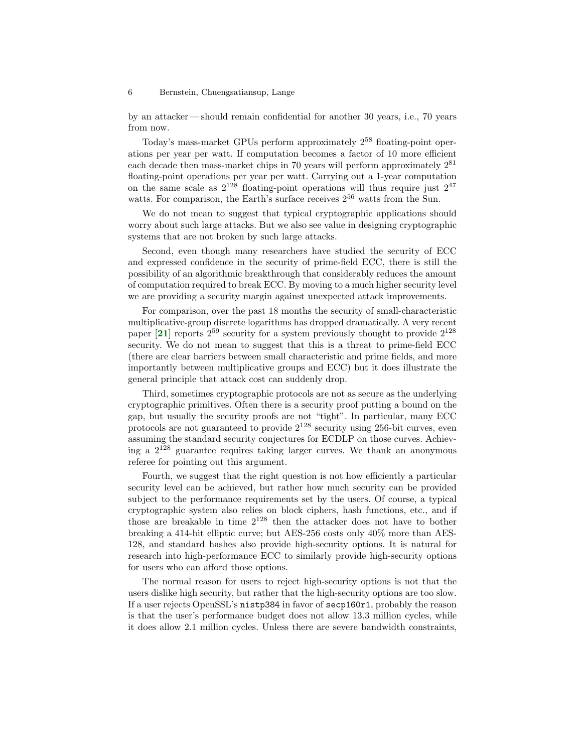by an attacker — should remain confidential for another 30 years, i.e., 70 years from now.

Today's mass-market GPUs perform approximately $2^{58}$ floating-point operations per year per watt. If computation becomes a factor of 10 more efficient each decade then mass-market chips in 70 years will perform approximately $2^{81}$ floating-point operations per year per watt. Carrying out a 1-year computation on the same scale as $2^{128}$ floating-point operations will thus require just $2^{47}$ watts. For comparison, the Earth's surface receives $2^{56}$ watts from the Sun.

We do not mean to suggest that typical cryptographic applications should worry about such large attacks. But we also see value in designing cryptographic systems that are not broken by such large attacks.

Second, even though many researchers have studied the security of ECC and expressed confidence in the security of prime-field ECC, there is still the possibility of an algorithmic breakthrough that considerably reduces the amount of computation required to break ECC. By moving to a much higher security level we are providing a security margin against unexpected attack improvements.

For comparison, over the past 18 months the security of small-characteristic multiplicative-group discrete logarithms has dropped dramatically. A very recent paper [21] reports $2^{59}$ security for a system previously thought to provide $2^{128}$ security. We do not mean to suggest that this is a threat to prime-field ECC (there are clear barriers between small characteristic and prime fields, and more importantly between multiplicative groups and ECC) but it does illustrate the general principle that attack cost can suddenly drop.

Third, sometimes cryptographic protocols are not as secure as the underlying cryptographic primitives. Often there is a security proof putting a bound on the gap, but usually the security proofs are not "tight". In particular, many ECC protocols are not guaranteed to provide $2^{128}$ security using 256-bit curves, even assuming the standard security conjectures for ECDLP on those curves. Achieving a $2^{128}$ guarantee requires taking larger curves. We thank an anonymous referee for pointing out this argument.

Fourth, we suggest that the right question is not how efficiently a particular security level can be achieved, but rather how much security can be provided subject to the performance requirements set by the users. Of course, a typical cryptographic system also relies on block ciphers, hash functions, etc., and if those are breakable in time $2^{128}$ then the attacker does not have to bother breaking a 414-bit elliptic curve; but AES-256 costs only 40% more than AES-128, and standard hashes also provide high-security options. It is natural for research into high-performance ECC to similarly provide high-security options for users who can afford those options.

The normal reason for users to reject high-security options is not that the users dislike high security, but rather that the high-security options are too slow. If a user rejects OpenSSL's `nistp384` in favor of `secp160r1`, probably the reason is that the user's performance budget does not allow 13.3 million cycles, while it does allow 2.1 million cycles. Unless there are severe bandwidth constraints,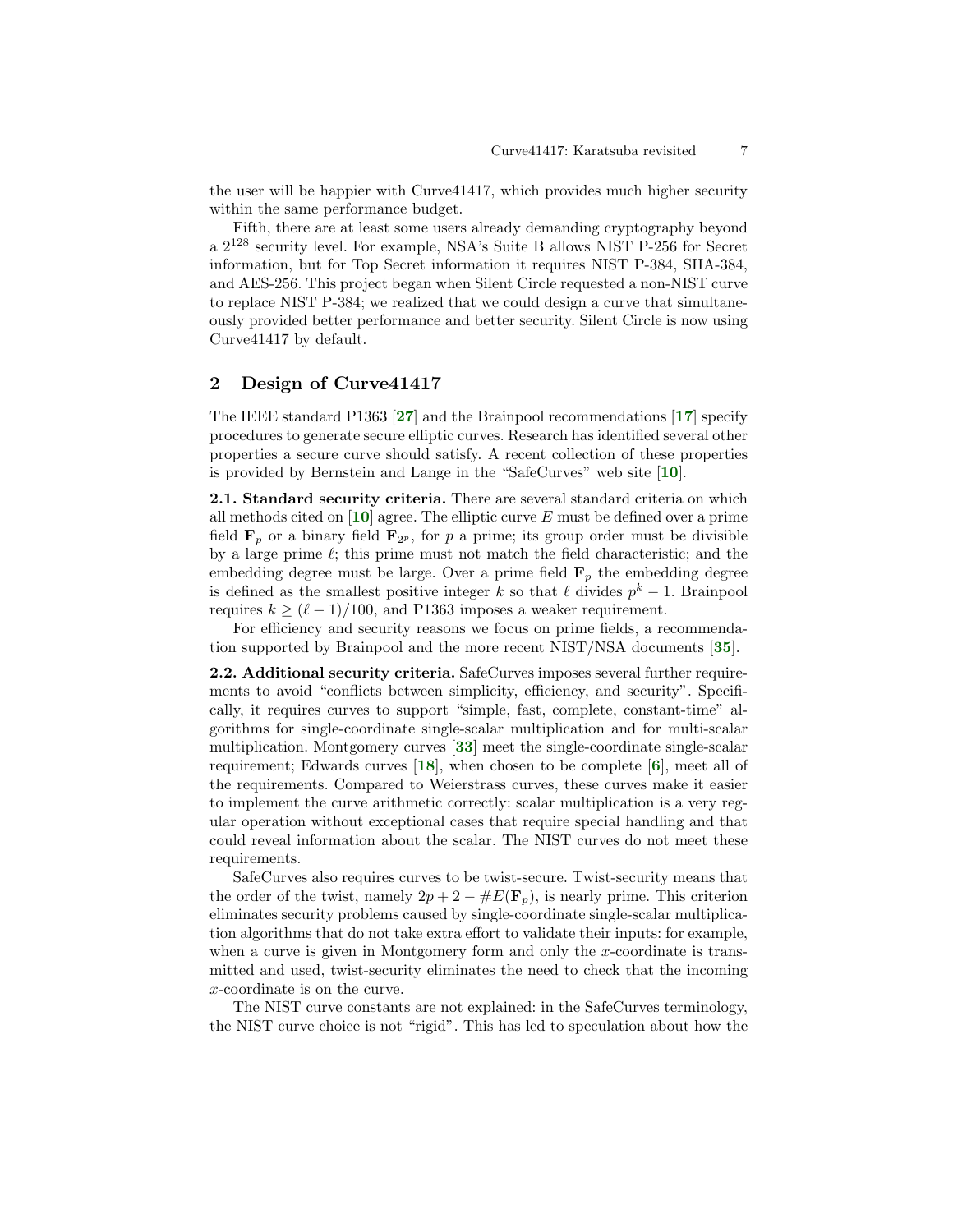the user will be happier with Curve41417, which provides much higher security within the same performance budget.

Fifth, there are at least some users already demanding cryptography beyond a $2^{128}$ security level. For example, NSA's Suite B allows NIST P-256 for Secret information, but for Top Secret information it requires NIST P-384, SHA-384, and AES-256. This project began when Silent Circle requested a non-NIST curve to replace NIST P-384; we realized that we could design a curve that simultaneously provided better performance and better security. Silent Circle is now using Curve41417 by default.

## 2 Design of Curve41417

The IEEE standard P1363 [27] and the Brainpool recommendations [17] specify procedures to generate secure elliptic curves. Research has identified several other properties a secure curve should satisfy. A recent collection of these properties is provided by Bernstein and Lange in the "SafeCurves" web site [10].

**2.1. Standard security criteria.** There are several standard criteria on which all methods cited on [10] agree. The elliptic curve $E$ must be defined over a prime field $\mathbf{F}_p$ or a binary field $\mathbf{F}_{2^p}$, for $p$ a prime; its group order must be divisible by a large prime $\ell$; this prime must not match the field characteristic; and the embedding degree must be large. Over a prime field $\mathbf{F}_p$ the embedding degree is defined as the smallest positive integer $k$ so that $\ell$ divides $p^k - 1$. Brainpool requires $k \geq (\ell - 1)/100$, and P1363 imposes a weaker requirement.

For efficiency and security reasons we focus on prime fields, a recommendation supported by Brainpool and the more recent NIST/NSA documents [35].

**2.2. Additional security criteria.** SafeCurves imposes several further requirements to avoid "conflicts between simplicity, efficiency, and security". Specifically, it requires curves to support "simple, fast, complete, constant-time" algorithms for single-coordinate single-scalar multiplication and for multi-scalar multiplication. Montgomery curves [33] meet the single-coordinate single-scalar requirement; Edwards curves [18], when chosen to be complete [6], meet all of the requirements. Compared to Weierstrass curves, these curves make it easier to implement the curve arithmetic correctly: scalar multiplication is a very regular operation without exceptional cases that require special handling and that could reveal information about the scalar. The NIST curves do not meet these requirements.

SafeCurves also requires curves to be twist-secure. Twist-security means that the order of the twist, namely $2p + 2 - \#E(\mathbf{F}_p)$, is nearly prime. This criterion eliminates security problems caused by single-coordinate single-scalar multiplication algorithms that do not take extra effort to validate their inputs: for example, when a curve is given in Montgomery form and only the $x$-coordinate is transmitted and used, twist-security eliminates the need to check that the incoming $x$-coordinate is on the curve.

The NIST curve constants are not explained: in the SafeCurves terminology, the NIST curve choice is not "rigid". This has led to speculation about how the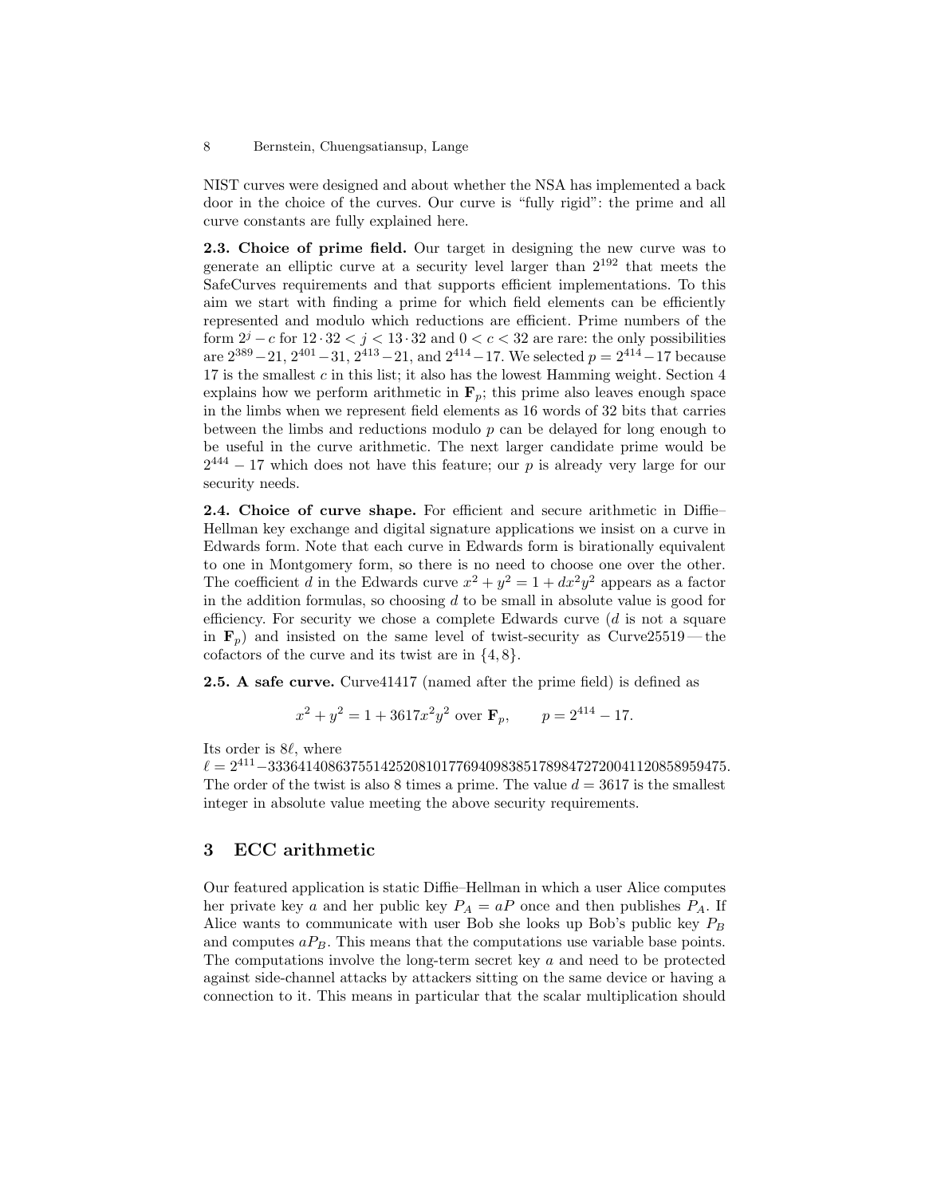NIST curves were designed and about whether the NSA has implemented a back door in the choice of the curves. Our curve is "fully rigid": the prime and all curve constants are fully explained here.

**2.3. Choice of prime field.** Our target in designing the new curve was to generate an elliptic curve at a security level larger than $2^{192}$ that meets the SafeCurves requirements and that supports efficient implementations. To this aim we start with finding a prime for which field elements can be efficiently represented and modulo which reductions are efficient. Prime numbers of the form $2^j - c$ for $12 \cdot 32 < j < 13 \cdot 32$ and $0 < c < 32$ are rare: the only possibilities are $2^{389} - 21$, $2^{401} - 31$, $2^{413} - 21$, and $2^{414} - 17$. We selected $p = 2^{414} - 17$ because 17 is the smallest $c$ in this list; it also has the lowest Hamming weight. Section 4 explains how we perform arithmetic in $\mathbf{F}_p$; this prime also leaves enough space in the limbs when we represent field elements as 16 words of 32 bits that carries between the limbs and reductions modulo $p$ can be delayed for long enough to be useful in the curve arithmetic. The next larger candidate prime would be $2^{444} - 17$ which does not have this feature; our $p$ is already very large for our security needs.

**2.4. Choice of curve shape.** For efficient and secure arithmetic in Diffie–Hellman key exchange and digital signature applications we insist on a curve in Edwards form. Note that each curve in Edwards form is birationally equivalent to one in Montgomery form, so there is no need to choose one over the other. The coefficient $d$ in the Edwards curve $x^2 + y^2 = 1 + dx^2y^2$ appears as a factor in the addition formulas, so choosing $d$ to be small in absolute value is good for efficiency. For security we chose a complete Edwards curve ($d$ is not a square in $\mathbf{F}_p$) and insisted on the same level of twist-security as Curve25519 — the cofactors of the curve and its twist are in $\{4, 8\}$.

**2.5. A safe curve.** Curve41417 (named after the prime field) is defined as

$$x^2 + y^2 = 1 + 3617x^2y^2 \text{ over } \mathbf{F}_p, \qquad p = 2^{414} - 17.$$

Its order is $8\ell$, where
$\ell = 2^{411} - 33364140863755142520810177694098385178984727200411208589594 75$.
The order of the twist is also 8 times a prime. The value $d = 3617$ is the smallest integer in absolute value meeting the above security requirements.

## 3 ECC arithmetic

Our featured application is static Diffie–Hellman in which a user Alice computes her private key $a$ and her public key $P_A = aP$ once and then publishes $P_A$. If Alice wants to communicate with user Bob she looks up Bob's public key $P_B$ and computes $aP_B$. This means that the computations use variable base points. The computations involve the long-term secret key $a$ and need to be protected against side-channel attacks by attackers sitting on the same device or having a connection to it. This means in particular that the scalar multiplication should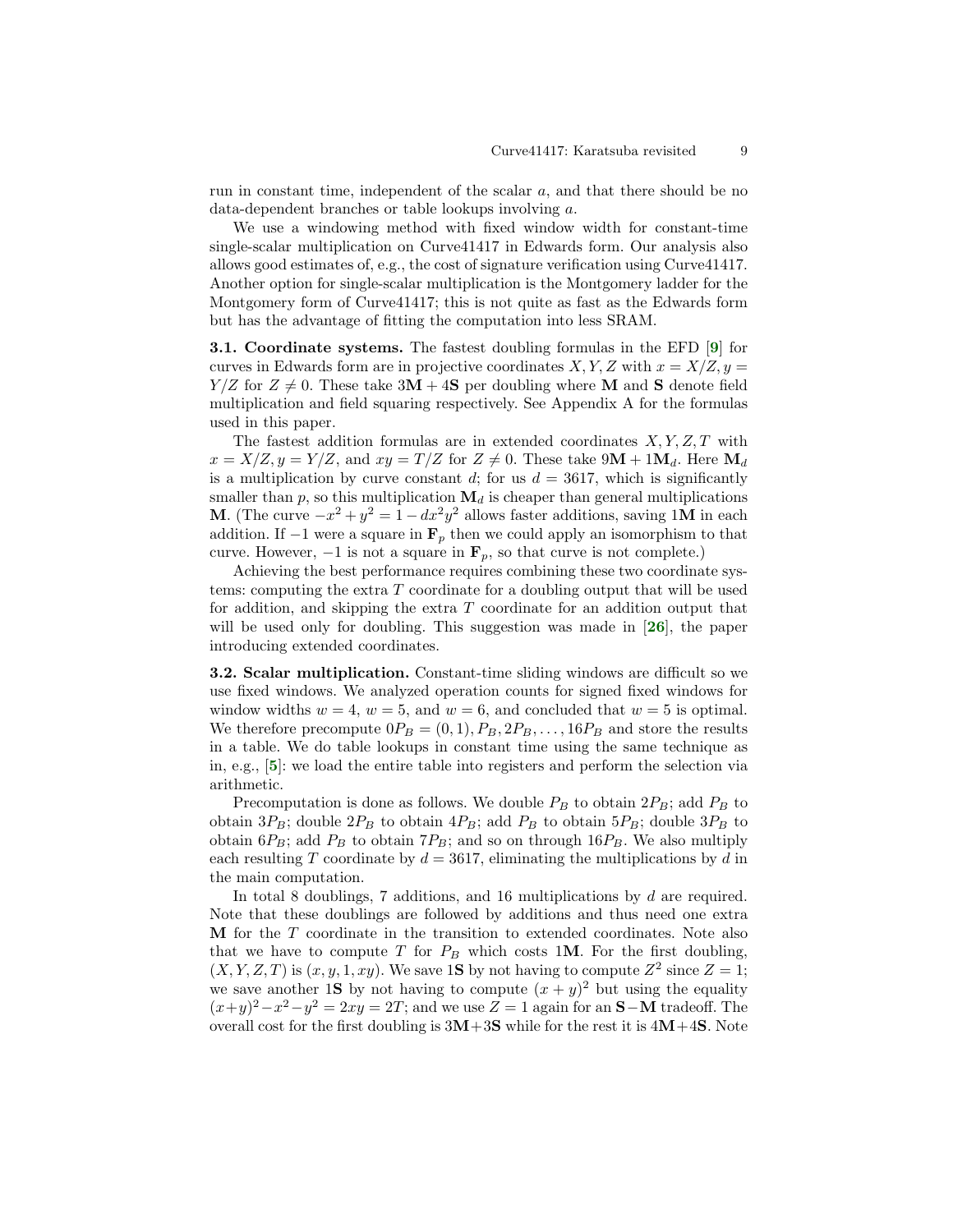run in constant time, independent of the scalar $a$, and that there should be no data-dependent branches or table lookups involving $a$.

We use a windowing method with fixed window width for constant-time single-scalar multiplication on Curve41417 in Edwards form. Our analysis also allows good estimates of, e.g., the cost of signature verification using Curve41417. Another option for single-scalar multiplication is the Montgomery ladder for the Montgomery form of Curve41417; this is not quite as fast as the Edwards form but has the advantage of fitting the computation into less SRAM.

**3.1. Coordinate systems.** The fastest doubling formulas in the EFD [9] for curves in Edwards form are in projective coordinates $X, Y, Z$ with $x = X/Z, y = Y/Z$ for $Z \neq 0$. These take $3\mathbf{M} + 4\mathbf{S}$ per doubling where $\mathbf{M}$ and $\mathbf{S}$ denote field multiplication and field squaring respectively. See Appendix A for the formulas used in this paper.

The fastest addition formulas are in extended coordinates $X, Y, Z, T$ with $x = X/Z, y = Y/Z$, and $xy = T/Z$ for $Z \neq 0$. These take $9\mathbf{M} + 1\mathbf{M}_d$. Here $\mathbf{M}_d$ is a multiplication by curve constant $d$; for us $d = 3617$, which is significantly smaller than $p$, so this multiplication $\mathbf{M}_d$ is cheaper than general multiplications $\mathbf{M}$. (The curve $-x^2 + y^2 = 1 - dx^2y^2$ allows faster additions, saving $1\mathbf{M}$ in each addition. If $-1$ were a square in $\mathbf{F}_p$ then we could apply an isomorphism to that curve. However, $-1$ is not a square in $\mathbf{F}_p$, so that curve is not complete.)

Achieving the best performance requires combining these two coordinate systems: computing the extra $T$ coordinate for a doubling output that will be used for addition, and skipping the extra $T$ coordinate for an addition output that will be used only for doubling. This suggestion was made in [26], the paper introducing extended coordinates.

**3.2. Scalar multiplication.** Constant-time sliding windows are difficult so we use fixed windows. We analyzed operation counts for signed fixed windows for window widths $w = 4$, $w = 5$, and $w = 6$, and concluded that $w = 5$ is optimal. We therefore precompute $0P_B = (0, 1), P_B, 2P_B, \ldots, 16P_B$ and store the results in a table. We do table lookups in constant time using the same technique as in, e.g., [5]: we load the entire table into registers and perform the selection via arithmetic.

Precomputation is done as follows. We double $P_B$ to obtain $2P_B$; add $P_B$ to obtain $3P_B$; double $2P_B$ to obtain $4P_B$; add $P_B$ to obtain $5P_B$; double $3P_B$ to obtain $6P_B$; add $P_B$ to obtain $7P_B$; and so on through $16P_B$. We also multiply each resulting $T$ coordinate by $d = 3617$, eliminating the multiplications by $d$ in the main computation.

In total 8 doublings, 7 additions, and 16 multiplications by $d$ are required. Note that these doublings are followed by additions and thus need one extra $\mathbf{M}$ for the $T$ coordinate in the transition to extended coordinates. Note also that we have to compute $T$ for $P_B$ which costs $1\mathbf{M}$. For the first doubling, $(X, Y, Z, T)$ is $(x, y, 1, xy)$. We save $1\mathbf{S}$ by not having to compute $Z^2$ since $Z = 1$; we save another $1\mathbf{S}$ by not having to compute $(x + y)^2$ but using the equality $(x+y)^2 - x^2 - y^2 = 2xy = 2T$; and we use $Z = 1$ again for an $\mathbf{S} - \mathbf{M}$ tradeoff. The overall cost for the first doubling is $3\mathbf{M} + 3\mathbf{S}$ while for the rest it is $4\mathbf{M} + 4\mathbf{S}$. Note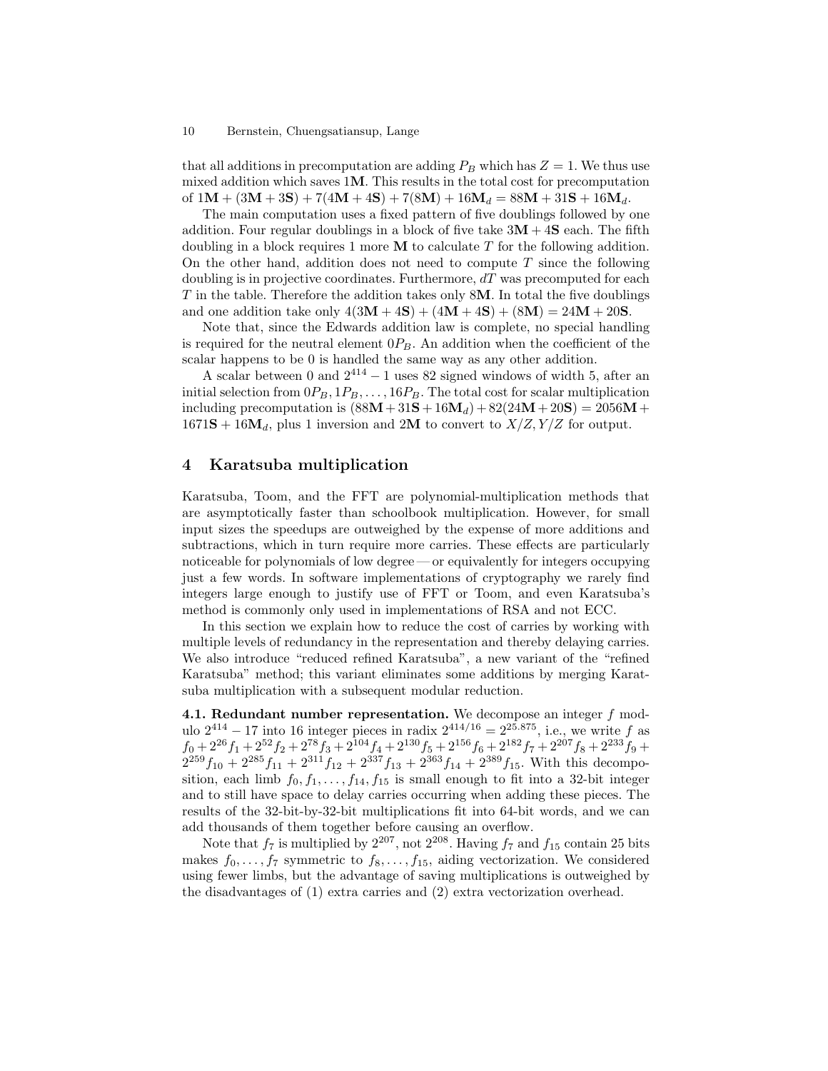that all additions in precomputation are adding $P_B$ which has $Z = 1$. We thus use mixed addition which saves $1\mathbf{M}$. This results in the total cost for precomputation of $1\mathbf{M} + (3\mathbf{M} + 3\mathbf{S}) + 7(4\mathbf{M} + 4\mathbf{S}) + 7(8\mathbf{M}) + 16\mathbf{M}_d = 88\mathbf{M} + 31\mathbf{S} + 16\mathbf{M}_d$.

The main computation uses a fixed pattern of five doublings followed by one addition. Four regular doublings in a block of five take $3\mathbf{M} + 4\mathbf{S}$ each. The fifth doubling in a block requires 1 more $\mathbf{M}$ to calculate $T$ for the following addition. On the other hand, addition does not need to compute $T$ since the following doubling is in projective coordinates. Furthermore, $dT$ was precomputed for each $T$ in the table. Therefore the addition takes only $8\mathbf{M}$. In total the five doublings and one addition take only $4(3\mathbf{M} + 4\mathbf{S}) + (4\mathbf{M} + 4\mathbf{S}) + (8\mathbf{M}) = 24\mathbf{M} + 20\mathbf{S}$.

Note that, since the Edwards addition law is complete, no special handling is required for the neutral element $0P_B$. An addition when the coefficient of the scalar happens to be 0 is handled the same way as any other addition.

A scalar between 0 and $2^{414} - 1$ uses 82 signed windows of width 5, after an initial selection from $0P_B, 1P_B, \ldots, 16P_B$. The total cost for scalar multiplication including precomputation is $(88\mathbf{M} + 31\mathbf{S} + 16\mathbf{M}_d) + 82(24\mathbf{M} + 20\mathbf{S}) = 2056\mathbf{M} + 1671\mathbf{S} + 16\mathbf{M}_d$, plus 1 inversion and $2\mathbf{M}$ to convert to $X/Z, Y/Z$ for output.

## 4 Karatsuba multiplication

Karatsuba, Toom, and the FFT are polynomial-multiplication methods that are asymptotically faster than schoolbook multiplication. However, for small input sizes the speedups are outweighed by the expense of more additions and subtractions, which in turn require more carries. These effects are particularly noticeable for polynomials of low degree — or equivalently for integers occupying just a few words. In software implementations of cryptography we rarely find integers large enough to justify use of FFT or Toom, and even Karatsuba's method is commonly only used in implementations of RSA and not ECC.

In this section we explain how to reduce the cost of carries by working with multiple levels of redundancy in the representation and thereby delaying carries. We also introduce "reduced refined Karatsuba", a new variant of the "refined Karatsuba" method; this variant eliminates some additions by merging Karatsuba multiplication with a subsequent modular reduction.

**4.1. Redundant number representation.** We decompose an integer $f$ modulo $2^{414} - 17$ into 16 integer pieces in radix $2^{414/16} = 2^{25.875}$, i.e., we write $f$ as $f_0 + 2^{26}f_1 + 2^{52}f_2 + 2^{78}f_3 + 2^{104}f_4 + 2^{130}f_5 + 2^{156}f_6 + 2^{182}f_7 + 2^{207}f_8 + 2^{233}f_9 + 2^{259}f_{10} + 2^{285}f_{11} + 2^{311}f_{12} + 2^{337}f_{13} + 2^{363}f_{14} + 2^{389}f_{15}$. With this decomposition, each limb $f_0, f_1, \ldots, f_{14}, f_{15}$ is small enough to fit into a 32-bit integer and to still have space to delay carries occurring when adding these pieces. The results of the 32-bit-by-32-bit multiplications fit into 64-bit words, and we can add thousands of them together before causing an overflow.

Note that $f_7$ is multiplied by $2^{207}$, not $2^{208}$. Having $f_7$ and $f_{15}$ contain 25 bits makes $f_0, \ldots, f_7$ symmetric to $f_8, \ldots, f_{15}$, aiding vectorization. We considered using fewer limbs, but the advantage of saving multiplications is outweighed by the disadvantages of (1) extra carries and (2) extra vectorization overhead.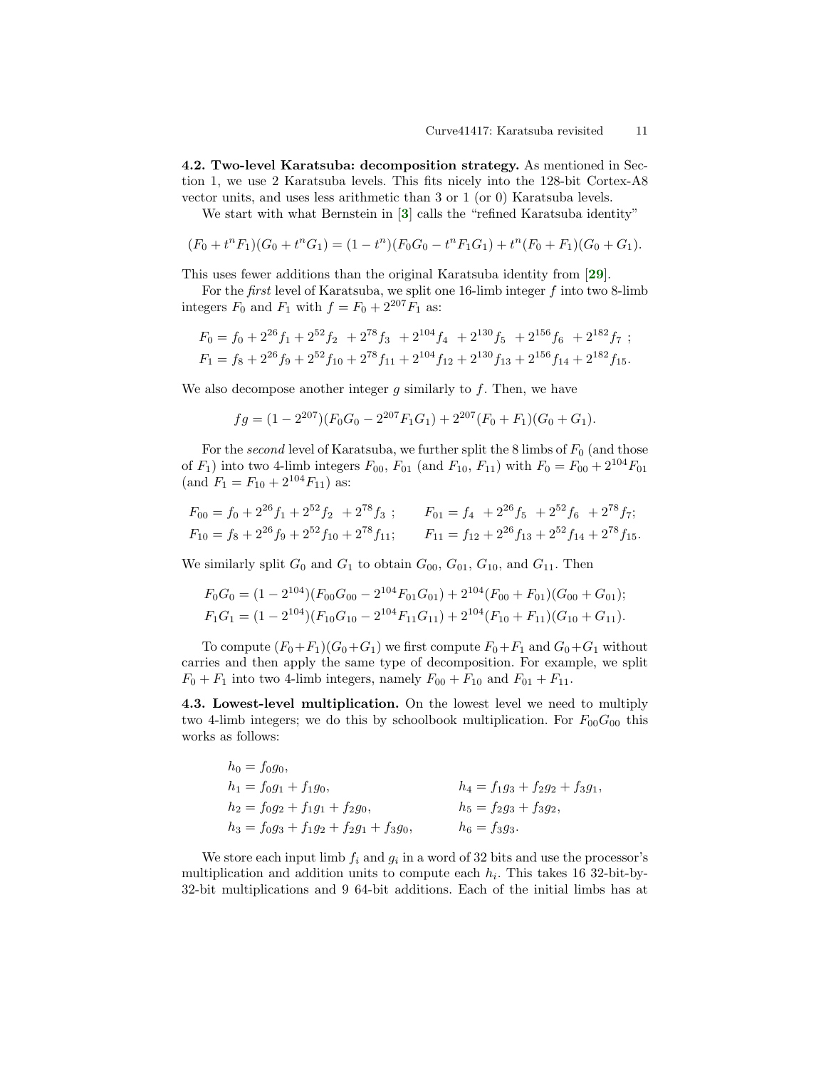**4.2. Two-level Karatsuba: decomposition strategy.** As mentioned in Section 1, we use 2 Karatsuba levels. This fits nicely into the 128-bit Cortex-A8 vector units, and uses less arithmetic than 3 or 1 (or 0) Karatsuba levels.

We start with what Bernstein in [3] calls the "refined Karatsuba identity"

$$(F_0 + t^n F_1)(G_0 + t^n G_1) = (1 - t^n)(F_0 G_0 - t^n F_1 G_1) + t^n (F_0 + F_1)(G_0 + G_1).$$

This uses fewer additions than the original Karatsuba identity from [29].

For the *first* level of Karatsuba, we split one 16-limb integer $f$ into two 8-limb integers $F_0$ and $F_1$ with $f = F_0 + 2^{207} F_1$ as:

$$F_0 = f_0 + 2^{26} f_1 + 2^{52} f_2 + 2^{78} f_3 + 2^{104} f_4 + 2^{130} f_5 + 2^{156} f_6 + 2^{182} f_7 \;;$$
$$F_1 = f_8 + 2^{26} f_9 + 2^{52} f_{10} + 2^{78} f_{11} + 2^{104} f_{12} + 2^{130} f_{13} + 2^{156} f_{14} + 2^{182} f_{15}.$$

We also decompose another integer $g$ similarly to $f$. Then, we have

$$fg = (1 - 2^{207})(F_0 G_0 - 2^{207} F_1 G_1) + 2^{207}(F_0 + F_1)(G_0 + G_1).$$

For the *second* level of Karatsuba, we further split the 8 limbs of $F_0$ (and those of $F_1$) into two 4-limb integers $F_{00}$, $F_{01}$ (and $F_{10}$, $F_{11}$) with $F_0 = F_{00} + 2^{104} F_{01}$ (and $F_1 = F_{10} + 2^{104} F_{11}$) as:

$$F_{00} = f_0 + 2^{26} f_1 + 2^{52} f_2 + 2^{78} f_3 \;; \qquad F_{01} = f_4 + 2^{26} f_5 + 2^{52} f_6 + 2^{78} f_7;$$
$$F_{10} = f_8 + 2^{26} f_9 + 2^{52} f_{10} + 2^{78} f_{11}; \qquad F_{11} = f_{12} + 2^{26} f_{13} + 2^{52} f_{14} + 2^{78} f_{15}.$$

We similarly split $G_0$ and $G_1$ to obtain $G_{00}$, $G_{01}$, $G_{10}$, and $G_{11}$. Then

$$F_0 G_0 = (1 - 2^{104})(F_{00} G_{00} - 2^{104} F_{01} G_{01}) + 2^{104}(F_{00} + F_{01})(G_{00} + G_{01});$$
$$F_1 G_1 = (1 - 2^{104})(F_{10} G_{10} - 2^{104} F_{11} G_{11}) + 2^{104}(F_{10} + F_{11})(G_{10} + G_{11}).$$

To compute $(F_0 + F_1)(G_0 + G_1)$ we first compute $F_0 + F_1$ and $G_0 + G_1$ without carries and then apply the same type of decomposition. For example, we split $F_0 + F_1$ into two 4-limb integers, namely $F_{00} + F_{10}$ and $F_{01} + F_{11}$.

**4.3. Lowest-level multiplication.** On the lowest level we need to multiply two 4-limb integers; we do this by schoolbook multiplication. For $F_{00} G_{00}$ this works as follows:

$$
\begin{aligned}
h_0 &= f_0 g_0, \\
h_1 &= f_0 g_1 + f_1 g_0, & h_4 &= f_1 g_3 + f_2 g_2 + f_3 g_1, \\
h_2 &= f_0 g_2 + f_1 g_1 + f_2 g_0, & h_5 &= f_2 g_3 + f_3 g_2, \\
h_3 &= f_0 g_3 + f_1 g_2 + f_2 g_1 + f_3 g_0, & h_6 &= f_3 g_3.
\end{aligned}
$$

We store each input limb $f_i$ and $g_i$ in a word of 32 bits and use the processor's multiplication and addition units to compute each $h_i$. This takes 16 32-bit-by-32-bit multiplications and 9 64-bit additions. Each of the initial limbs has at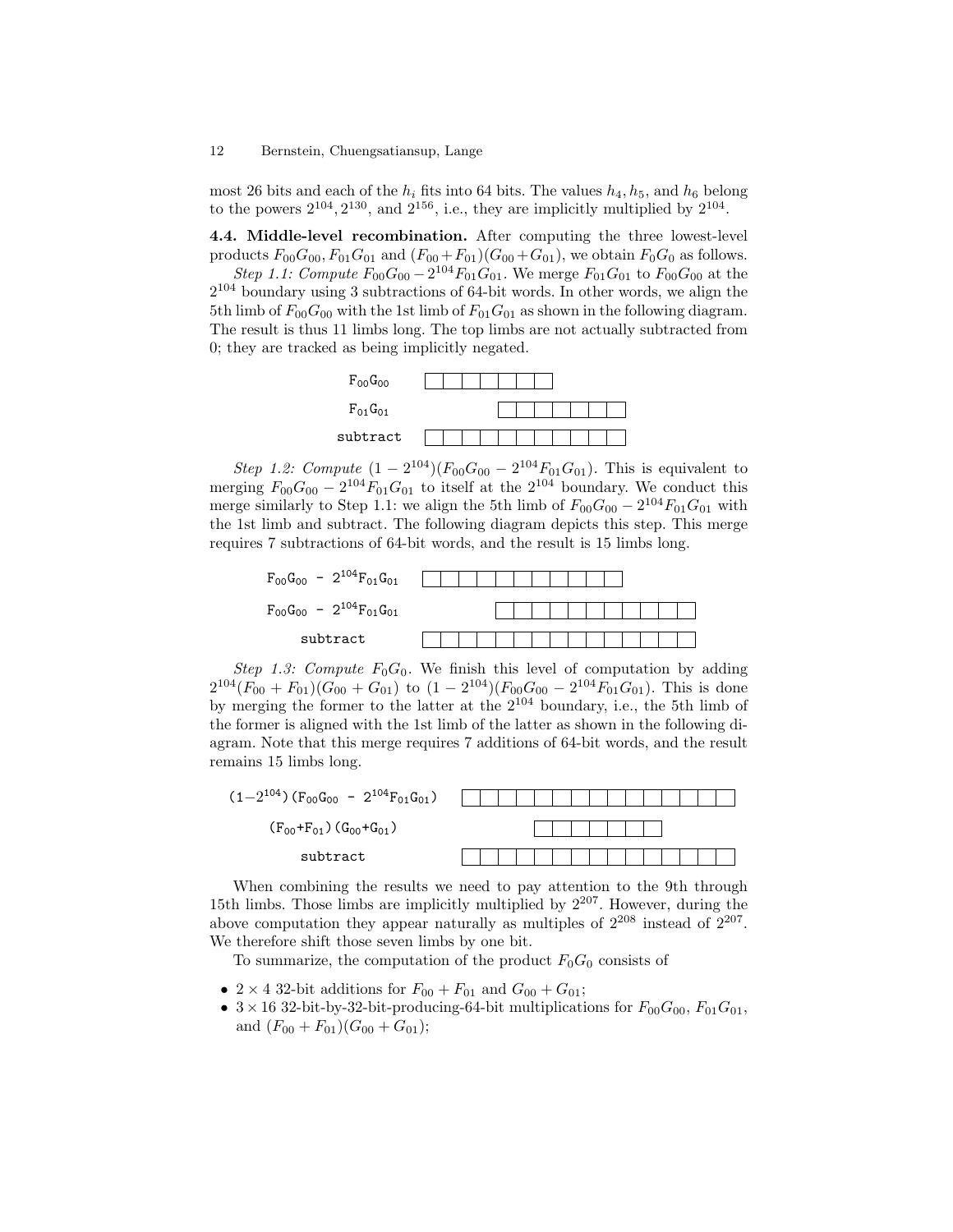most 26 bits and each of the $h_i$ fits into 64 bits. The values $h_4, h_5$, and $h_6$ belong to the powers $2^{104}, 2^{130}$, and $2^{156}$, i.e., they are implicitly multiplied by $2^{104}$.

**4.4. Middle-level recombination.** After computing the three lowest-level products $F_{00}G_{00}$, $F_{01}G_{01}$ and $(F_{00}+F_{01})(G_{00}+G_{01})$, we obtain $F_0G_0$ as follows.

*Step 1.1: Compute* $F_{00}G_{00} - 2^{104}F_{01}G_{01}$. We merge $F_{01}G_{01}$ to $F_{00}G_{00}$ at the $2^{104}$ boundary using 3 subtractions of 64-bit words. In other words, we align the 5th limb of $F_{00}G_{00}$ with the 1st limb of $F_{01}G_{01}$ as shown in the following diagram. The result is thus 11 limbs long. The top limbs are not actually subtracted from 0; they are tracked as being implicitly negated.

```
F00G00     [ | | | | | | ]
F01G01             [ | | | | | | ]
subtract   [ | | | | | | | | | | ]
```

*Step 1.2: Compute* $(1-2^{104})(F_{00}G_{00} - 2^{104}F_{01}G_{01})$. This is equivalent to merging $F_{00}G_{00} - 2^{104}F_{01}G_{01}$ to itself at the $2^{104}$ boundary. We conduct this merge similarly to Step 1.1: we align the 5th limb of $F_{00}G_{00} - 2^{104}F_{01}G_{01}$ with the 1st limb and subtract. The following diagram depicts this step. This merge requires 7 subtractions of 64-bit words, and the result is 15 limbs long.

```
F00G00 - 2^104 F01G01   [ | | | | | | | | | | ]
F00G00 - 2^104 F01G01           [ | | | | | | | | | | ]
subtract                [ | | | | | | | | | | | | | | ]
```

*Step 1.3: Compute* $F_0G_0$. We finish this level of computation by adding $2^{104}(F_{00}+F_{01})(G_{00}+G_{01})$ to $(1-2^{104})(F_{00}G_{00} - 2^{104}F_{01}G_{01})$. This is done by merging the former to the latter at the $2^{104}$ boundary, i.e., the 5th limb of the former is aligned with the 1st limb of the latter as shown in the following diagram. Note that this merge requires 7 additions of 64-bit words, and the result remains 15 limbs long.

```
(1-2^104)(F00G00 - 2^104 F01G01)   [ | | | | | | | | | | | | | | ]
(F00+F01)(G00+G01)                         [ | | | | | | ]
subtract                           [ | | | | | | | | | | | | | | ]
```

When combining the results we need to pay attention to the 9th through 15th limbs. Those limbs are implicitly multiplied by $2^{207}$. However, during the above computation they appear naturally as multiples of $2^{208}$ instead of $2^{207}$. We therefore shift those seven limbs by one bit.

To summarize, the computation of the product $F_0G_0$ consists of

- $2 \times 4$ 32-bit additions for $F_{00}+F_{01}$ and $G_{00}+G_{01}$;
- $3 \times 16$ 32-bit-by-32-bit-producing-64-bit multiplications for $F_{00}G_{00}$, $F_{01}G_{01}$, and $(F_{00}+F_{01})(G_{00}+G_{01})$;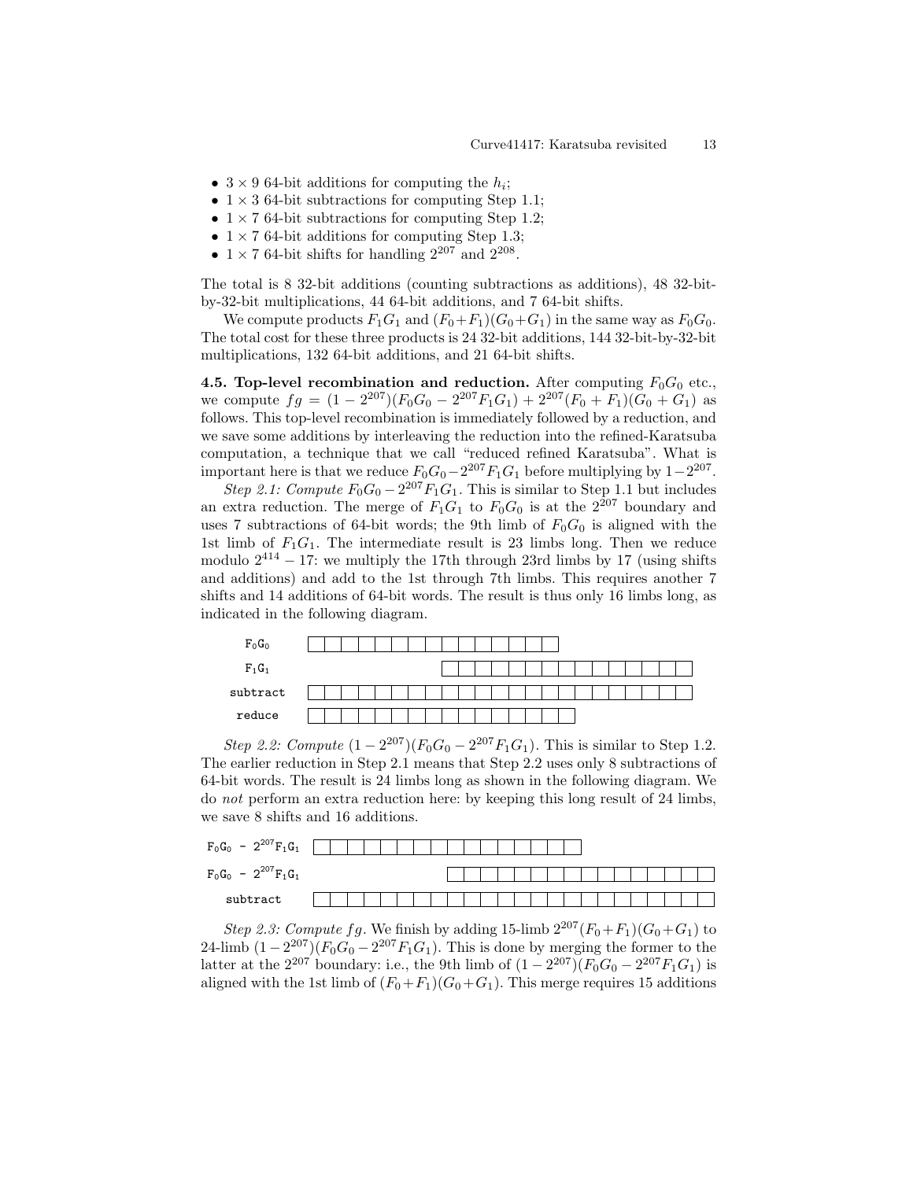- $3 \times 9$ 64-bit additions for computing the $h_i$;
- $1 \times 3$ 64-bit subtractions for computing Step 1.1;
- $1 \times 7$ 64-bit subtractions for computing Step 1.2;
- $1 \times 7$ 64-bit additions for computing Step 1.3;
- $1 \times 7$ 64-bit shifts for handling $2^{207}$ and $2^{208}$.

The total is 8 32-bit additions (counting subtractions as additions), 48 32-bit-by-32-bit multiplications, 44 64-bit additions, and 7 64-bit shifts.

We compute products $F_1G_1$ and $(F_0+F_1)(G_0+G_1)$ in the same way as $F_0G_0$. The total cost for these three products is 24 32-bit additions, 144 32-bit-by-32-bit multiplications, 132 64-bit additions, and 21 64-bit shifts.

**4.5. Top-level recombination and reduction.** After computing $F_0G_0$ etc., we compute $fg = (1-2^{207})(F_0G_0 - 2^{207}F_1G_1) + 2^{207}(F_0+F_1)(G_0+G_1)$ as follows. This top-level recombination is immediately followed by a reduction, and we save some additions by interleaving the reduction into the refined-Karatsuba computation, a technique that we call "reduced refined Karatsuba". What is important here is that we reduce $F_0G_0 - 2^{207}F_1G_1$ before multiplying by $1-2^{207}$.

*Step 2.1: Compute $F_0G_0 - 2^{207}F_1G_1$.* This is similar to Step 1.1 but includes an extra reduction. The merge of $F_1G_1$ to $F_0G_0$ is at the $2^{207}$ boundary and uses 7 subtractions of 64-bit words; the 9th limb of $F_0G_0$ is aligned with the 1st limb of $F_1G_1$. The intermediate result is 23 limbs long. Then we reduce modulo $2^{414} - 17$: we multiply the 17th through 23rd limbs by 17 (using shifts and additions) and add to the 1st through 7th limbs. This requires another 7 shifts and 14 additions of 64-bit words. The result is thus only 16 limbs long, as indicated in the following diagram.

```
F0G0      |  |  |  |  |  |  |  |  |  |  |  |  |  |  |  |
F1G1                              |  |  |  |  |  |  |  |  |  |  |  |  |  |  |  |
subtract  |  |  |  |  |  |  |  |  |  |  |  |  |  |  |  |  |  |  |  |  |  |  |
reduce    |  |  |  |  |  |  |  |  |  |  |  |  |  |  |  |  |
```

*Step 2.2: Compute $(1-2^{207})(F_0G_0 - 2^{207}F_1G_1)$.* This is similar to Step 1.2. The earlier reduction in Step 2.1 means that Step 2.2 uses only 8 subtractions of 64-bit words. The result is 24 limbs long as shown in the following diagram. We do *not* perform an extra reduction here: by keeping this long result of 24 limbs, we save 8 shifts and 16 additions.

```
F0G0 - 2^207 F1G1  |  |  |  |  |  |  |  |  |  |  |  |  |  |  |  |
F0G0 - 2^207 F1G1                          |  |  |  |  |  |  |  |  |  |  |  |  |  |  |  |
subtract           |  |  |  |  |  |  |  |  |  |  |  |  |  |  |  |  |  |  |  |  |  |  |  |
```

*Step 2.3: Compute $fg$.* We finish by adding 15-limb $2^{207}(F_0+F_1)(G_0+G_1)$ to 24-limb $(1-2^{207})(F_0G_0 - 2^{207}F_1G_1)$. This is done by merging the former to the latter at the $2^{207}$ boundary: i.e., the 9th limb of $(1-2^{207})(F_0G_0 - 2^{207}F_1G_1)$ is aligned with the 1st limb of $(F_0+F_1)(G_0+G_1)$. This merge requires 15 additions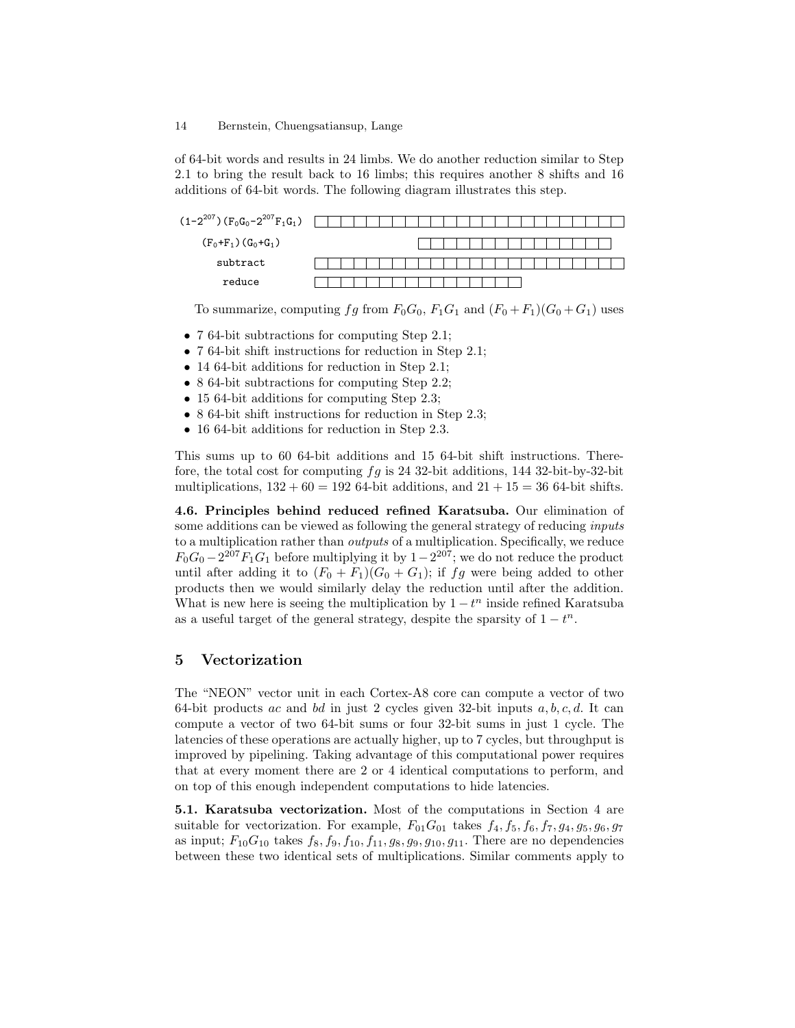of 64-bit words and results in 24 limbs. We do another reduction similar to Step 2.1 to bring the result back to 16 limbs; this requires another 8 shifts and 16 additions of 64-bit words. The following diagram illustrates this step.

| | |
|---|---|
| $(1-2^{207})(F_0G_0-2^{207}F_1G_1)$ | 24 limbs |
| $(F_0+F_1)(G_0+G_1)$ | 15 limbs |
| subtract | 24 limbs |
| reduce | 16 limbs |

To summarize, computing $fg$ from $F_0G_0$, $F_1G_1$ and $(F_0+F_1)(G_0+G_1)$ uses

- 7 64-bit subtractions for computing Step 2.1;
- 7 64-bit shift instructions for reduction in Step 2.1;
- 14 64-bit additions for reduction in Step 2.1;
- 8 64-bit subtractions for computing Step 2.2;
- 15 64-bit additions for computing Step 2.3;
- 8 64-bit shift instructions for reduction in Step 2.3;
- 16 64-bit additions for reduction in Step 2.3.

This sums up to 60 64-bit additions and 15 64-bit shift instructions. Therefore, the total cost for computing $fg$ is 24 32-bit additions, 144 32-bit-by-32-bit multiplications, $132 + 60 = 192$ 64-bit additions, and $21 + 15 = 36$ 64-bit shifts.

**4.6. Principles behind reduced refined Karatsuba.** Our elimination of some additions can be viewed as following the general strategy of reducing *inputs* to a multiplication rather than *outputs* of a multiplication. Specifically, we reduce $F_0G_0 - 2^{207}F_1G_1$ before multiplying it by $1-2^{207}$; we do not reduce the product until after adding it to $(F_0 + F_1)(G_0 + G_1)$; if $fg$ were being added to other products then we would similarly delay the reduction until after the addition. What is new here is seeing the multiplication by $1 - t^n$ inside refined Karatsuba as a useful target of the general strategy, despite the sparsity of $1 - t^n$.

## 5 Vectorization

The "NEON" vector unit in each Cortex-A8 core can compute a vector of two 64-bit products $ac$ and $bd$ in just 2 cycles given 32-bit inputs $a, b, c, d$. It can compute a vector of two 64-bit sums or four 32-bit sums in just 1 cycle. The latencies of these operations are actually higher, up to 7 cycles, but throughput is improved by pipelining. Taking advantage of this computational power requires that at every moment there are 2 or 4 identical computations to perform, and on top of this enough independent computations to hide latencies.

**5.1. Karatsuba vectorization.** Most of the computations in Section 4 are suitable for vectorization. For example, $F_{01}G_{01}$ takes $f_4, f_5, f_6, f_7, g_4, g_5, g_6, g_7$ as input; $F_{10}G_{10}$ takes $f_8, f_9, f_{10}, f_{11}, g_8, g_9, g_{10}, g_{11}$. There are no dependencies between these two identical sets of multiplications. Similar comments apply to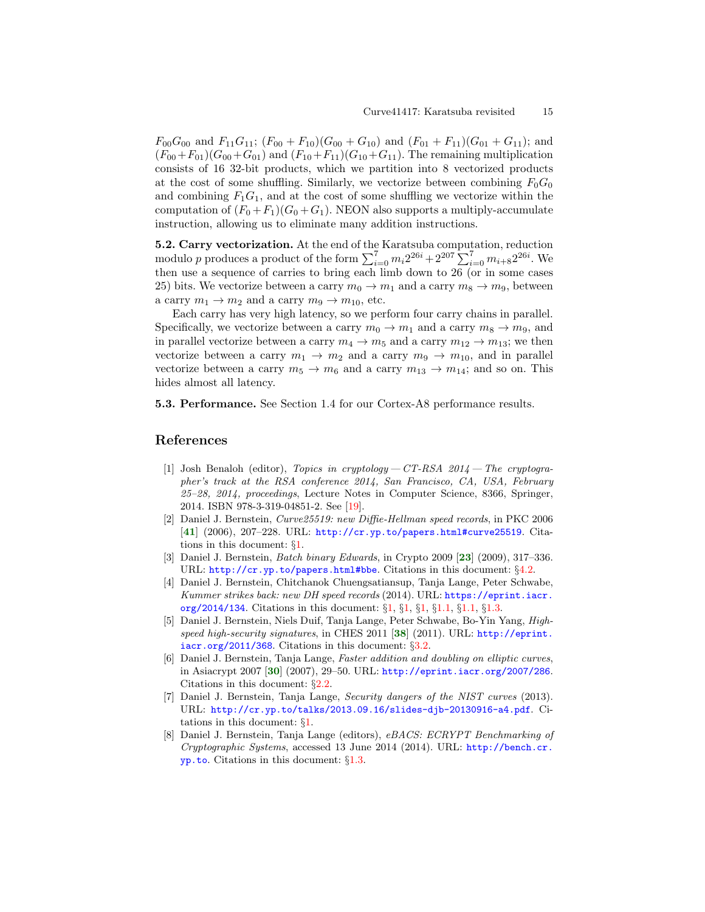$F_{00}G_{00}$ and $F_{11}G_{11}$; $(F_{00} + F_{10})(G_{00} + G_{10})$ and $(F_{01} + F_{11})(G_{01} + G_{11})$; and $(F_{00}+F_{01})(G_{00}+G_{01})$ and $(F_{10}+F_{11})(G_{10}+G_{11})$. The remaining multiplication consists of 16 32-bit products, which we partition into 8 vectorized products at the cost of some shuffling. Similarly, we vectorize between combining $F_0G_0$ and combining $F_1G_1$, and at the cost of some shuffling we vectorize within the computation of $(F_0+F_1)(G_0+G_1)$. NEON also supports a multiply-accumulate instruction, allowing us to eliminate many addition instructions.

**5.2. Carry vectorization.** At the end of the Karatsuba computation, reduction modulo $p$ produces a product of the form $\sum_{i=0}^{7} m_i 2^{26i} + 2^{207} \sum_{i=0}^{7} m_{i+8} 2^{26i}$. We then use a sequence of carries to bring each limb down to 26 (or in some cases 25) bits. We vectorize between a carry $m_0 \to m_1$ and a carry $m_8 \to m_9$, between a carry $m_1 \to m_2$ and a carry $m_9 \to m_{10}$, etc.

Each carry has very high latency, so we perform four carry chains in parallel. Specifically, we vectorize between a carry $m_0 \to m_1$ and a carry $m_8 \to m_9$, and in parallel vectorize between a carry $m_4 \to m_5$ and a carry $m_{12} \to m_{13}$; we then vectorize between a carry $m_1 \to m_2$ and a carry $m_9 \to m_{10}$, and in parallel vectorize between a carry $m_5 \to m_6$ and a carry $m_{13} \to m_{14}$; and so on. This hides almost all latency.

**5.3. Performance.** See Section 1.4 for our Cortex-A8 performance results.

## References

[1] Josh Benaloh (editor), *Topics in cryptology — CT-RSA 2014 — The cryptographer's track at the RSA conference 2014, San Francisco, CA, USA, February 25–28, 2014, proceedings*, Lecture Notes in Computer Science, 8366, Springer, 2014. ISBN 978-3-319-04851-2. See [19].

[2] Daniel J. Bernstein, *Curve25519: new Diffie-Hellman speed records*, in PKC 2006 [**41**] (2006), 207–228. URL: http://cr.yp.to/papers.html#curve25519. Citations in this document: §1.

[3] Daniel J. Bernstein, *Batch binary Edwards*, in Crypto 2009 [**23**] (2009), 317–336. URL: http://cr.yp.to/papers.html#bbe. Citations in this document: §4.2.

[4] Daniel J. Bernstein, Chitchanok Chuengsatiansup, Tanja Lange, Peter Schwabe, *Kummer strikes back: new DH speed records* (2014). URL: https://eprint.iacr.org/2014/134. Citations in this document: §1, §1, §1, §1.1, §1.1, §1.3.

[5] Daniel J. Bernstein, Niels Duif, Tanja Lange, Peter Schwabe, Bo-Yin Yang, *High-speed high-security signatures*, in CHES 2011 [**38**] (2011). URL: http://eprint.iacr.org/2011/368. Citations in this document: §3.2.

[6] Daniel J. Bernstein, Tanja Lange, *Faster addition and doubling on elliptic curves*, in Asiacrypt 2007 [**30**] (2007), 29–50. URL: http://eprint.iacr.org/2007/286. Citations in this document: §2.2.

[7] Daniel J. Bernstein, Tanja Lange, *Security dangers of the NIST curves* (2013). URL: http://cr.yp.to/talks/2013.09.16/slides-djb-20130916-a4.pdf. Citations in this document: §1.

[8] Daniel J. Bernstein, Tanja Lange (editors), *eBACS: ECRYPT Benchmarking of Cryptographic Systems*, accessed 13 June 2014 (2014). URL: http://bench.cr.yp.to. Citations in this document: §1.3.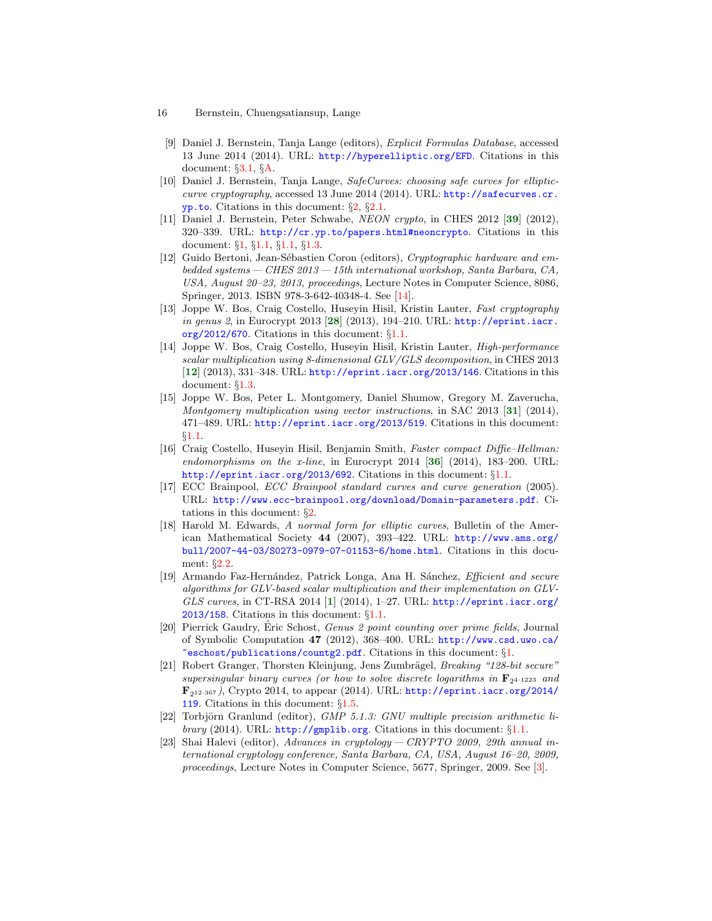[9] Daniel J. Bernstein, Tanja Lange (editors), *Explicit Formulas Database*, accessed 13 June 2014 (2014). URL: http://hyperelliptic.org/EFD. Citations in this document: §3.1, §A.

[10] Daniel J. Bernstein, Tanja Lange, *SafeCurves: choosing safe curves for elliptic-curve cryptography*, accessed 13 June 2014 (2014). URL: http://safecurves.cr.yp.to. Citations in this document: §2, §2.1.

[11] Daniel J. Bernstein, Peter Schwabe, *NEON crypto*, in CHES 2012 [**39**] (2012), 320–339. URL: http://cr.yp.to/papers.html#neoncrypto. Citations in this document: §1, §1.1, §1.1, §1.3.

[12] Guido Bertoni, Jean-Sébastien Coron (editors), *Cryptographic hardware and embedded systems — CHES 2013 — 15th international workshop, Santa Barbara, CA, USA, August 20–23, 2013, proceedings*, Lecture Notes in Computer Science, 8086, Springer, 2013. ISBN 978-3-642-40348-4. See [14].

[13] Joppe W. Bos, Craig Costello, Huseyin Hisil, Kristin Lauter, *Fast cryptography in genus 2*, in Eurocrypt 2013 [**28**] (2013), 194–210. URL: http://eprint.iacr.org/2012/670. Citations in this document: §1.1.

[14] Joppe W. Bos, Craig Costello, Huseyin Hisil, Kristin Lauter, *High-performance scalar multiplication using 8-dimensional GLV/GLS decomposition*, in CHES 2013 [**12**] (2013), 331–348. URL: http://eprint.iacr.org/2013/146. Citations in this document: §1.3.

[15] Joppe W. Bos, Peter L. Montgomery, Daniel Shumow, Gregory M. Zaverucha, *Montgomery multiplication using vector instructions*, in SAC 2013 [**31**] (2014), 471–489. URL: http://eprint.iacr.org/2013/519. Citations in this document: §1.1.

[16] Craig Costello, Huseyin Hisil, Benjamin Smith, *Faster compact Diffie–Hellman: endomorphisms on the x-line*, in Eurocrypt 2014 [**36**] (2014), 183–200. URL: http://eprint.iacr.org/2013/692. Citations in this document: §1.1.

[17] ECC Brainpool, *ECC Brainpool standard curves and curve generation* (2005). URL: http://www.ecc-brainpool.org/download/Domain-parameters.pdf. Citations in this document: §2.

[18] Harold M. Edwards, *A normal form for elliptic curves*, Bulletin of the American Mathematical Society **44** (2007), 393–422. URL: http://www.ams.org/bull/2007-44-03/S0273-0979-07-01153-6/home.html. Citations in this document: §2.2.

[19] Armando Faz-Hernández, Patrick Longa, Ana H. Sánchez, *Efficient and secure algorithms for GLV-based scalar multiplication and their implementation on GLV-GLS curves*, in CT-RSA 2014 [**1**] (2014), 1–27. URL: http://eprint.iacr.org/2013/158. Citations in this document: §1.1.

[20] Pierrick Gaudry, Éric Schost, *Genus 2 point counting over prime fields*, Journal of Symbolic Computation **47** (2012), 368–400. URL: http://www.csd.uwo.ca/~eschost/publications/countg2.pdf. Citations in this document: §1.

[21] Robert Granger, Thorsten Kleinjung, Jens Zumbrägel, *Breaking "128-bit secure" supersingular binary curves (or how to solve discrete logarithms in $\mathbf{F}_{2^{4\cdot 1223}}$ and $\mathbf{F}_{2^{12\cdot 367}}$)*, Crypto 2014, to appear (2014). URL: http://eprint.iacr.org/2014/119. Citations in this document: §1.5.

[22] Torbjörn Granlund (editor), *GMP 5.1.3: GNU multiple precision arithmetic library* (2014). URL: http://gmplib.org. Citations in this document: §1.1.

[23] Shai Halevi (editor), *Advances in cryptology — CRYPTO 2009, 29th annual international cryptology conference, Santa Barbara, CA, USA, August 16–20, 2009, proceedings*, Lecture Notes in Computer Science, 5677, Springer, 2009. See [3].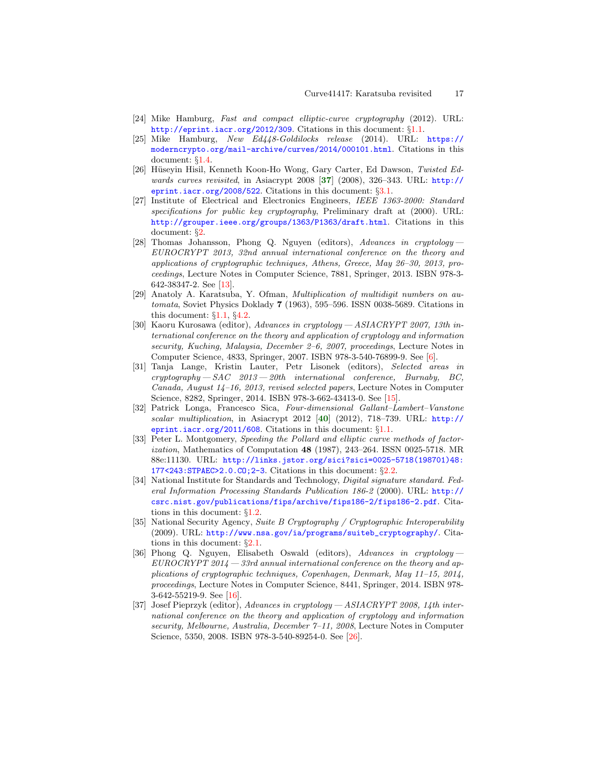[24] Mike Hamburg, *Fast and compact elliptic-curve cryptography* (2012). URL: http://eprint.iacr.org/2012/309. Citations in this document: §1.1.

[25] Mike Hamburg, *New Ed448-Goldilocks release* (2014). URL: https://moderncrypto.org/mail-archive/curves/2014/000101.html. Citations in this document: §1.4.

[26] Hüseyin Hisil, Kenneth Koon-Ho Wong, Gary Carter, Ed Dawson, *Twisted Edwards curves revisited*, in Asiacrypt 2008 [**37**] (2008), 326–343. URL: http://eprint.iacr.org/2008/522. Citations in this document: §3.1.

[27] Institute of Electrical and Electronics Engineers, *IEEE 1363-2000: Standard specifications for public key cryptography*, Preliminary draft at (2000). URL: http://grouper.ieee.org/groups/1363/P1363/draft.html. Citations in this document: §2.

[28] Thomas Johansson, Phong Q. Nguyen (editors), *Advances in cryptology — EUROCRYPT 2013, 32nd annual international conference on the theory and applications of cryptographic techniques, Athens, Greece, May 26–30, 2013, proceedings*, Lecture Notes in Computer Science, 7881, Springer, 2013. ISBN 978-3-642-38347-2. See [13].

[29] Anatoly A. Karatsuba, Y. Ofman, *Multiplication of multidigit numbers on automata*, Soviet Physics Doklady **7** (1963), 595–596. ISSN 0038-5689. Citations in this document: §1.1, §4.2.

[30] Kaoru Kurosawa (editor), *Advances in cryptology — ASIACRYPT 2007, 13th international conference on the theory and application of cryptology and information security, Kuching, Malaysia, December 2–6, 2007, proceedings*, Lecture Notes in Computer Science, 4833, Springer, 2007. ISBN 978-3-540-76899-9. See [6].

[31] Tanja Lange, Kristin Lauter, Petr Lisonek (editors), *Selected areas in cryptography — SAC 2013 — 20th international conference, Burnaby, BC, Canada, August 14–16, 2013, revised selected papers*, Lecture Notes in Computer Science, 8282, Springer, 2014. ISBN 978-3-662-43413-0. See [15].

[32] Patrick Longa, Francesco Sica, *Four-dimensional Gallant–Lambert–Vanstone scalar multiplication*, in Asiacrypt 2012 [**40**] (2012), 718–739. URL: http://eprint.iacr.org/2011/608. Citations in this document: §1.1.

[33] Peter L. Montgomery, *Speeding the Pollard and elliptic curve methods of factorization*, Mathematics of Computation **48** (1987), 243–264. ISSN 0025-5718. MR 88e:11130. URL: http://links.jstor.org/sici?sici=0025-5718(198701)48:177<243:STPAEC>2.0.CO;2-3. Citations in this document: §2.2.

[34] National Institute for Standards and Technology, *Digital signature standard. Federal Information Processing Standards Publication 186-2* (2000). URL: http://csrc.nist.gov/publications/fips/archive/fips186-2/fips186-2.pdf. Citations in this document: §1.2.

[35] National Security Agency, *Suite B Cryptography / Cryptographic Interoperability* (2009). URL: http://www.nsa.gov/ia/programs/suiteb_cryptography/. Citations in this document: §2.1.

[36] Phong Q. Nguyen, Elisabeth Oswald (editors), *Advances in cryptology — EUROCRYPT 2014 — 33rd annual international conference on the theory and applications of cryptographic techniques, Copenhagen, Denmark, May 11–15, 2014, proceedings*, Lecture Notes in Computer Science, 8441, Springer, 2014. ISBN 978-3-642-55219-9. See [16].

[37] Josef Pieprzyk (editor), *Advances in cryptology — ASIACRYPT 2008, 14th international conference on the theory and application of cryptology and information security, Melbourne, Australia, December 7–11, 2008*, Lecture Notes in Computer Science, 5350, 2008. ISBN 978-3-540-89254-0. See [26].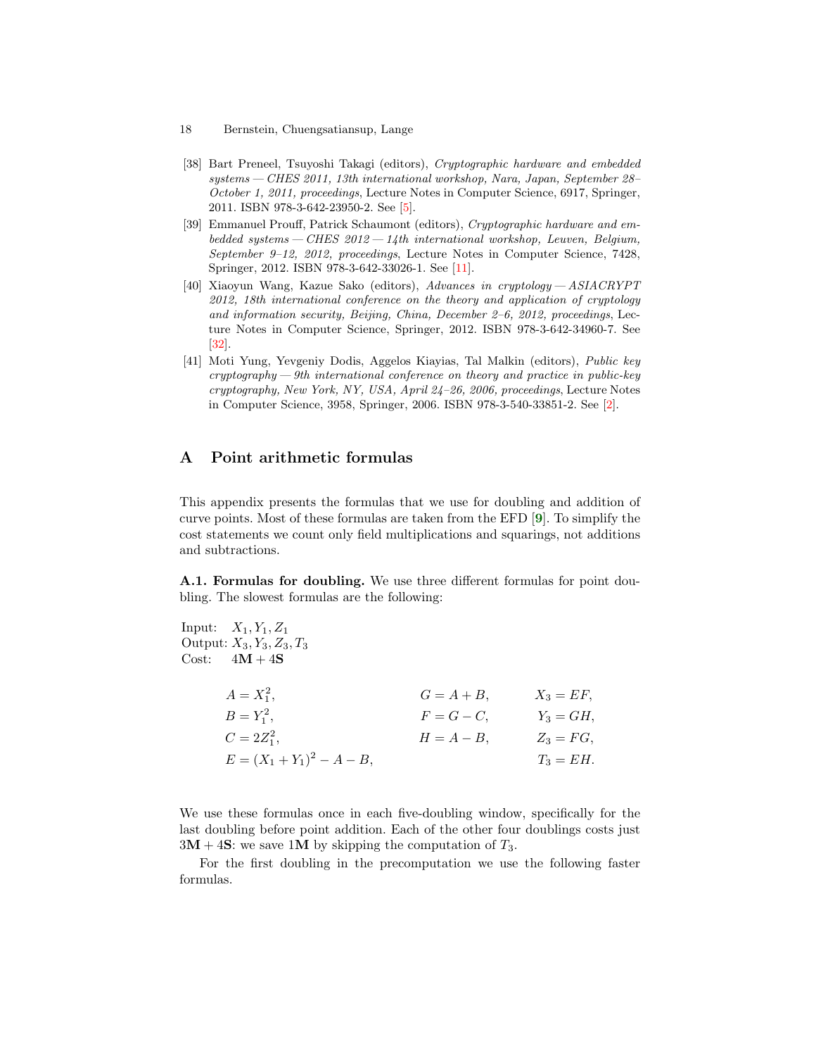[38] Bart Preneel, Tsuyoshi Takagi (editors), *Cryptographic hardware and embedded systems — CHES 2011, 13th international workshop, Nara, Japan, September 28–October 1, 2011, proceedings*, Lecture Notes in Computer Science, 6917, Springer, 2011. ISBN 978-3-642-23950-2. See [5].

[39] Emmanuel Prouff, Patrick Schaumont (editors), *Cryptographic hardware and embedded systems — CHES 2012 — 14th international workshop, Leuven, Belgium, September 9–12, 2012, proceedings*, Lecture Notes in Computer Science, 7428, Springer, 2012. ISBN 978-3-642-33026-1. See [11].

[40] Xiaoyun Wang, Kazue Sako (editors), *Advances in cryptology — ASIACRYPT 2012, 18th international conference on the theory and application of cryptology and information security, Beijing, China, December 2–6, 2012, proceedings*, Lecture Notes in Computer Science, Springer, 2012. ISBN 978-3-642-34960-7. See [32].

[41] Moti Yung, Yevgeniy Dodis, Aggelos Kiayias, Tal Malkin (editors), *Public key cryptography — 9th international conference on theory and practice in public-key cryptography, New York, NY, USA, April 24–26, 2006, proceedings*, Lecture Notes in Computer Science, 3958, Springer, 2006. ISBN 978-3-540-33851-2. See [2].

## A Point arithmetic formulas

This appendix presents the formulas that we use for doubling and addition of curve points. Most of these formulas are taken from the EFD [9]. To simplify the cost statements we count only field multiplications and squarings, not additions and subtractions.

**A.1. Formulas for doubling.** We use three different formulas for point doubling. The slowest formulas are the following:

Input: $X_1, Y_1, Z_1$
Output: $X_3, Y_3, Z_3, T_3$
Cost: $4\mathbf{M} + 4\mathbf{S}$

$$
\begin{aligned}
A &= X_1^2, & G &= A + B, & X_3 &= EF,\\
B &= Y_1^2, & F &= G - C, & Y_3 &= GH,\\
C &= 2Z_1^2, & H &= A - B, & Z_3 &= FG,\\
E &= (X_1 + Y_1)^2 - A - B, & & & T_3 &= EH.
\end{aligned}
$$

We use these formulas once in each five-doubling window, specifically for the last doubling before point addition. Each of the other four doublings costs just $3\mathbf{M} + 4\mathbf{S}$: we save $1\mathbf{M}$ by skipping the computation of $T_3$.

For the first doubling in the precomputation we use the following faster formulas.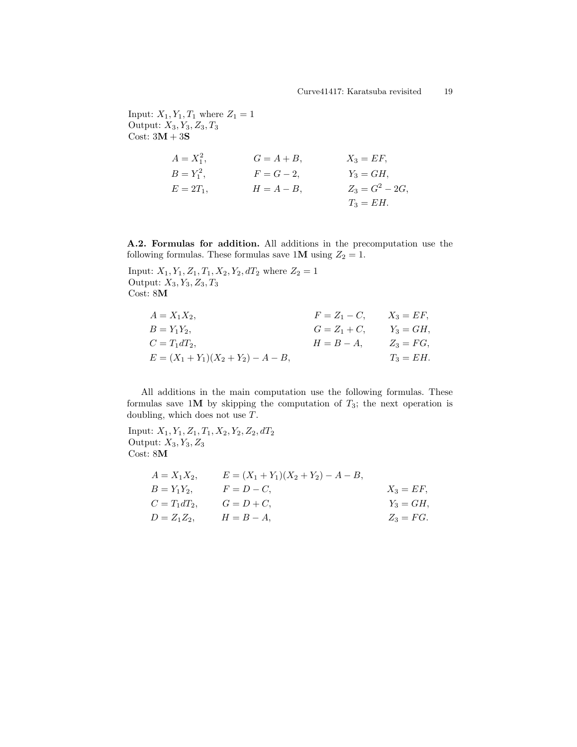Input: $X_1, Y_1, T_1$ where $Z_1 = 1$
Output: $X_3, Y_3, Z_3, T_3$
Cost: $3\mathbf{M} + 3\mathbf{S}$

$$
\begin{aligned}
A &= X_1^2, & G &= A + B, & X_3 &= EF,\\
B &= Y_1^2, & F &= G - 2, & Y_3 &= GH,\\
E &= 2T_1, & H &= A - B, & Z_3 &= G^2 - 2G,\\
& & & & T_3 &= EH.
\end{aligned}
$$

**A.2. Formulas for addition.** All additions in the precomputation use the following formulas. These formulas save $1\mathbf{M}$ using $Z_2 = 1$.

Input: $X_1, Y_1, Z_1, T_1, X_2, Y_2, dT_2$ where $Z_2 = 1$
Output: $X_3, Y_3, Z_3, T_3$
Cost: $8\mathbf{M}$

$$
\begin{aligned}
A &= X_1X_2, & F &= Z_1 - C, & X_3 &= EF,\\
B &= Y_1Y_2, & G &= Z_1 + C, & Y_3 &= GH,\\
C &= T_1dT_2, & H &= B - A, & Z_3 &= FG,\\
E &= (X_1 + Y_1)(X_2 + Y_2) - A - B, & & & T_3 &= EH.
\end{aligned}
$$

All additions in the main computation use the following formulas. These formulas save $1\mathbf{M}$ by skipping the computation of $T_3$; the next operation is doubling, which does not use $T$.

Input: $X_1, Y_1, Z_1, T_1, X_2, Y_2, Z_2, dT_2$
Output: $X_3, Y_3, Z_3$
Cost: $8\mathbf{M}$

$$
\begin{aligned}
A &= X_1X_2, & E &= (X_1 + Y_1)(X_2 + Y_2) - A - B, & &\\
B &= Y_1Y_2, & F &= D - C, & X_3 &= EF,\\
C &= T_1dT_2, & G &= D + C, & Y_3 &= GH,\\
D &= Z_1Z_2, & H &= B - A, & Z_3 &= FG.
\end{aligned}
$$